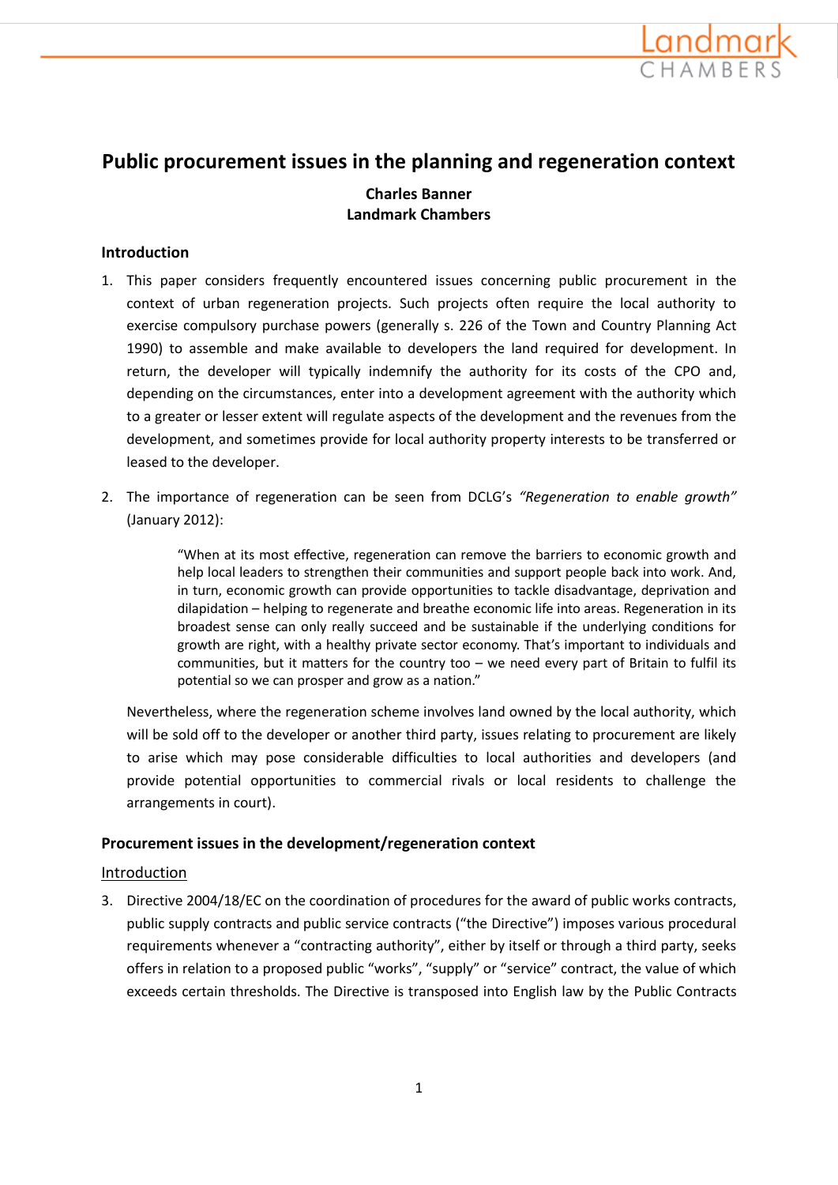# Public procurement issues in the planning and regeneration context

**Charles Banner**
**Landmark Chambers**

## Introduction

1. This paper considers frequently encountered issues concerning public procurement in the context of urban regeneration projects. Such projects often require the local authority to exercise compulsory purchase powers (generally s. 226 of the Town and Country Planning Act 1990) to assemble and make available to developers the land required for development. In return, the developer will typically indemnify the authority for its costs of the CPO and, depending on the circumstances, enter into a development agreement with the authority which to a greater or lesser extent will regulate aspects of the development and the revenues from the development, and sometimes provide for local authority property interests to be transferred or leased to the developer.

2. The importance of regeneration can be seen from DCLG's *"Regeneration to enable growth"* (January 2012):

> "When at its most effective, regeneration can remove the barriers to economic growth and help local leaders to strengthen their communities and support people back into work. And, in turn, economic growth can provide opportunities to tackle disadvantage, deprivation and dilapidation – helping to regenerate and breathe economic life into areas. Regeneration in its broadest sense can only really succeed and be sustainable if the underlying conditions for growth are right, with a healthy private sector economy. That's important to individuals and communities, but it matters for the country too – we need every part of Britain to fulfil its potential so we can prosper and grow as a nation."

Nevertheless, where the regeneration scheme involves land owned by the local authority, which will be sold off to the developer or another third party, issues relating to procurement are likely to arise which may pose considerable difficulties to local authorities and developers (and provide potential opportunities to commercial rivals or local residents to challenge the arrangements in court).

## Procurement issues in the development/regeneration context

### Introduction

3. Directive 2004/18/EC on the coordination of procedures for the award of public works contracts, public supply contracts and public service contracts ("the Directive") imposes various procedural requirements whenever a "contracting authority", either by itself or through a third party, seeks offers in relation to a proposed public "works", "supply" or "service" contract, the value of which exceeds certain thresholds. The Directive is transposed into English law by the Public Contracts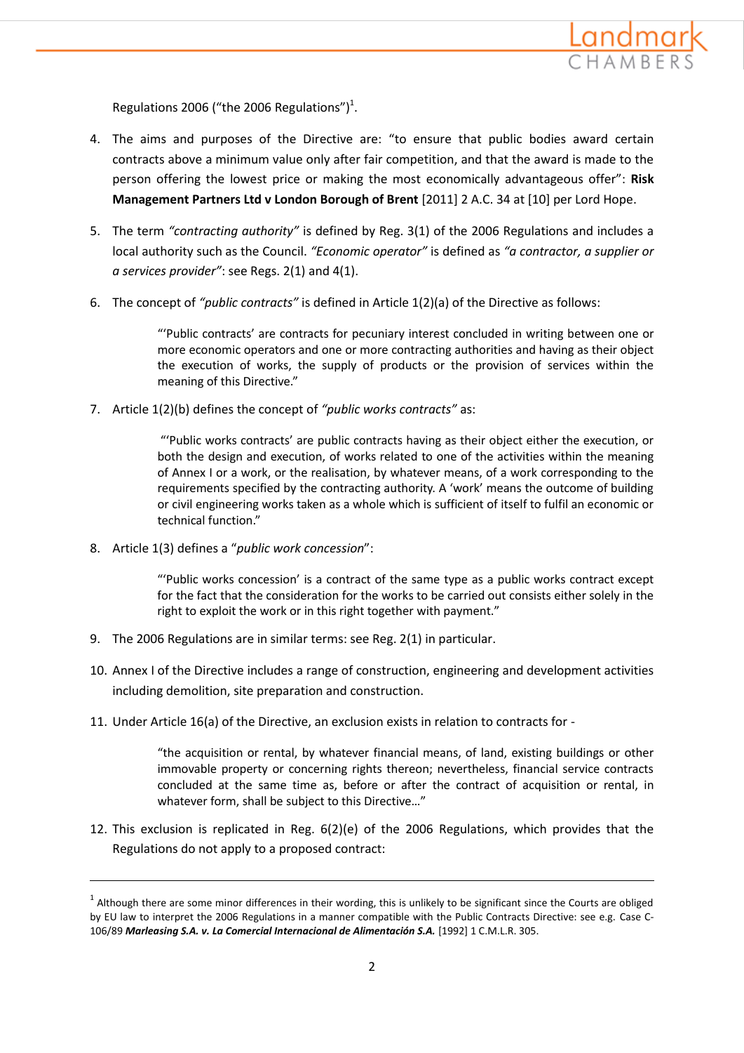Regulations 2006 ("the 2006 Regulations")[1].

4. The aims and purposes of the Directive are: "to ensure that public bodies award certain contracts above a minimum value only after fair competition, and that the award is made to the person offering the lowest price or making the most economically advantageous offer": **Risk Management Partners Ltd v London Borough of Brent** [2011] 2 A.C. 34 at [10] per Lord Hope.

5. The term *"contracting authority"* is defined by Reg. 3(1) of the 2006 Regulations and includes a local authority such as the Council. *"Economic operator"* is defined as *"a contractor, a supplier or a services provider"*: see Regs. 2(1) and 4(1).

6. The concept of *"public contracts"* is defined in Article 1(2)(a) of the Directive as follows:

> "'Public contracts' are contracts for pecuniary interest concluded in writing between one or more economic operators and one or more contracting authorities and having as their object the execution of works, the supply of products or the provision of services within the meaning of this Directive."

7. Article 1(2)(b) defines the concept of *"public works contracts"* as:

> "'Public works contracts' are public contracts having as their object either the execution, or both the design and execution, of works related to one of the activities within the meaning of Annex I or a work, or the realisation, by whatever means, of a work corresponding to the requirements specified by the contracting authority. A 'work' means the outcome of building or civil engineering works taken as a whole which is sufficient of itself to fulfil an economic or technical function."

8. Article 1(3) defines a "*public work concession*":

> "'Public works concession' is a contract of the same type as a public works contract except for the fact that the consideration for the works to be carried out consists either solely in the right to exploit the work or in this right together with payment."

9. The 2006 Regulations are in similar terms: see Reg. 2(1) in particular.

10. Annex I of the Directive includes a range of construction, engineering and development activities including demolition, site preparation and construction.

11. Under Article 16(a) of the Directive, an exclusion exists in relation to contracts for -

> "the acquisition or rental, by whatever financial means, of land, existing buildings or other immovable property or concerning rights thereon; nevertheless, financial service contracts concluded at the same time as, before or after the contract of acquisition or rental, in whatever form, shall be subject to this Directive…"

12. This exclusion is replicated in Reg. 6(2)(e) of the 2006 Regulations, which provides that the Regulations do not apply to a proposed contract:

---

[1] Although there are some minor differences in their wording, this is unlikely to be significant since the Courts are obliged by EU law to interpret the 2006 Regulations in a manner compatible with the Public Contracts Directive: see e.g. Case C-106/89 ***Marleasing S.A. v. La Comercial Internacional de Alimentación S.A.*** [1992] 1 C.M.L.R. 305.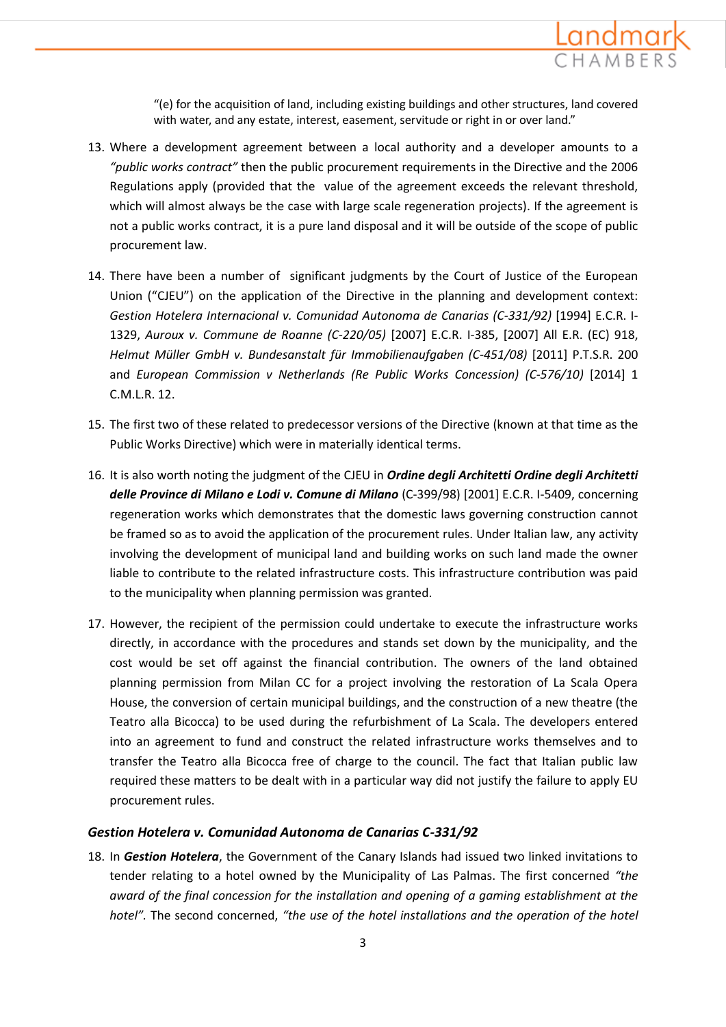"(e) for the acquisition of land, including existing buildings and other structures, land covered with water, and any estate, interest, easement, servitude or right in or over land."

13. Where a development agreement between a local authority and a developer amounts to a *"public works contract"* then the public procurement requirements in the Directive and the 2006 Regulations apply (provided that the value of the agreement exceeds the relevant threshold, which will almost always be the case with large scale regeneration projects). If the agreement is not a public works contract, it is a pure land disposal and it will be outside of the scope of public procurement law.

14. There have been a number of significant judgments by the Court of Justice of the European Union ("CJEU") on the application of the Directive in the planning and development context: *Gestion Hotelera Internacional v. Comunidad Autonoma de Canarias (C-331/92)* [1994] E.C.R. I-1329, *Auroux v. Commune de Roanne (C-220/05)* [2007] E.C.R. I-385, [2007] All E.R. (EC) 918, *Helmut Müller GmbH v. Bundesanstalt für Immobilienaufgaben (C-451/08)* [2011] P.T.S.R. 200 and *European Commission v Netherlands (Re Public Works Concession) (C-576/10)* [2014] 1 C.M.L.R. 12.

15. The first two of these related to predecessor versions of the Directive (known at that time as the Public Works Directive) which were in materially identical terms.

16. It is also worth noting the judgment of the CJEU in ***Ordine degli Architetti Ordine degli Architetti delle Province di Milano e Lodi v. Comune di Milano*** (C-399/98) [2001] E.C.R. I-5409, concerning regeneration works which demonstrates that the domestic laws governing construction cannot be framed so as to avoid the application of the procurement rules. Under Italian law, any activity involving the development of municipal land and building works on such land made the owner liable to contribute to the related infrastructure costs. This infrastructure contribution was paid to the municipality when planning permission was granted.

17. However, the recipient of the permission could undertake to execute the infrastructure works directly, in accordance with the procedures and stands set down by the municipality, and the cost would be set off against the financial contribution. The owners of the land obtained planning permission from Milan CC for a project involving the restoration of La Scala Opera House, the conversion of certain municipal buildings, and the construction of a new theatre (the Teatro alla Bicocca) to be used during the refurbishment of La Scala. The developers entered into an agreement to fund and construct the related infrastructure works themselves and to transfer the Teatro alla Bicocca free of charge to the council. The fact that Italian public law required these matters to be dealt with in a particular way did not justify the failure to apply EU procurement rules.

### *Gestion Hotelera v. Comunidad Autonoma de Canarias C-331/92*

18. In ***Gestion Hotelera***, the Government of the Canary Islands had issued two linked invitations to tender relating to a hotel owned by the Municipality of Las Palmas. The first concerned *"the award of the final concession for the installation and opening of a gaming establishment at the hotel"*. The second concerned, *"the use of the hotel installations and the operation of the hotel*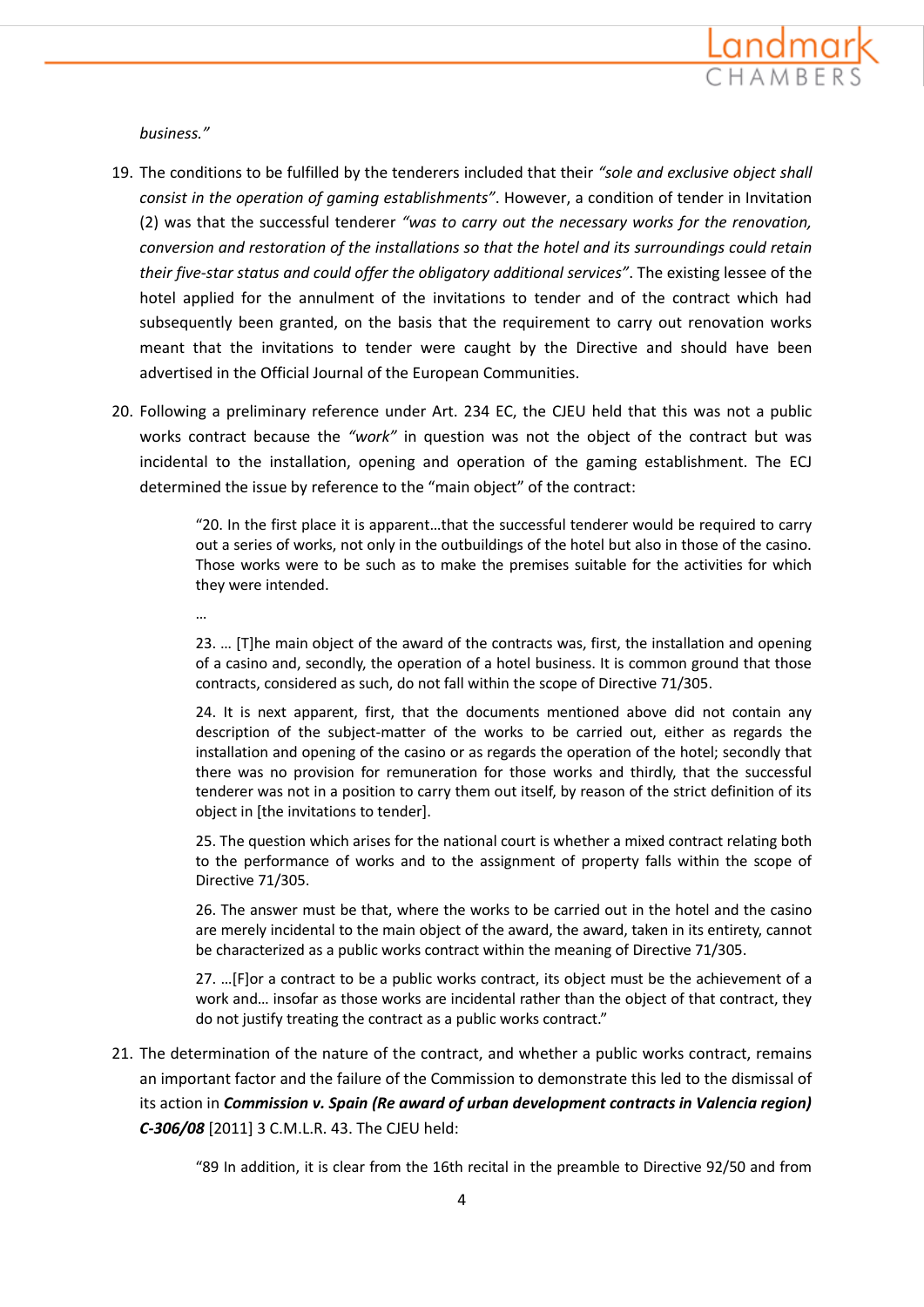*business."*

19. The conditions to be fulfilled by the tenderers included that their *"sole and exclusive object shall consist in the operation of gaming establishments"*. However, a condition of tender in Invitation (2) was that the successful tenderer *"was to carry out the necessary works for the renovation, conversion and restoration of the installations so that the hotel and its surroundings could retain their five-star status and could offer the obligatory additional services"*. The existing lessee of the hotel applied for the annulment of the invitations to tender and of the contract which had subsequently been granted, on the basis that the requirement to carry out renovation works meant that the invitations to tender were caught by the Directive and should have been advertised in the Official Journal of the European Communities.

20. Following a preliminary reference under Art. 234 EC, the CJEU held that this was not a public works contract because the *"work"* in question was not the object of the contract but was incidental to the installation, opening and operation of the gaming establishment. The ECJ determined the issue by reference to the "main object" of the contract:

> "20. In the first place it is apparent…that the successful tenderer would be required to carry out a series of works, not only in the outbuildings of the hotel but also in those of the casino. Those works were to be such as to make the premises suitable for the activities for which they were intended.
>
> …
>
> 23. … [T]he main object of the award of the contracts was, first, the installation and opening of a casino and, secondly, the operation of a hotel business. It is common ground that those contracts, considered as such, do not fall within the scope of Directive 71/305.
>
> 24. It is next apparent, first, that the documents mentioned above did not contain any description of the subject-matter of the works to be carried out, either as regards the installation and opening of the casino or as regards the operation of the hotel; secondly that there was no provision for remuneration for those works and thirdly, that the successful tenderer was not in a position to carry them out itself, by reason of the strict definition of its object in [the invitations to tender].
>
> 25. The question which arises for the national court is whether a mixed contract relating both to the performance of works and to the assignment of property falls within the scope of Directive 71/305.
>
> 26. The answer must be that, where the works to be carried out in the hotel and the casino are merely incidental to the main object of the award, the award, taken in its entirety, cannot be characterized as a public works contract within the meaning of Directive 71/305.
>
> 27. …[F]or a contract to be a public works contract, its object must be the achievement of a work and… insofar as those works are incidental rather than the object of that contract, they do not justify treating the contract as a public works contract."

21. The determination of the nature of the contract, and whether a public works contract, remains an important factor and the failure of the Commission to demonstrate this led to the dismissal of its action in ***Commission v. Spain (Re award of urban development contracts in Valencia region) C-306/08*** [2011] 3 C.M.L.R. 43. The CJEU held:

> "89 In addition, it is clear from the 16th recital in the preamble to Directive 92/50 and from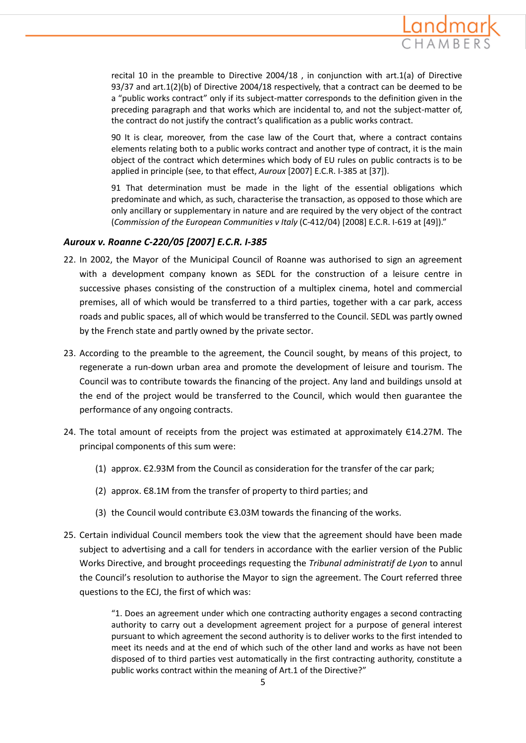> recital 10 in the preamble to Directive 2004/18 , in conjunction with art.1(a) of Directive 93/37 and art.1(2)(b) of Directive 2004/18 respectively, that a contract can be deemed to be a "public works contract" only if its subject-matter corresponds to the definition given in the preceding paragraph and that works which are incidental to, and not the subject-matter of, the contract do not justify the contract's qualification as a public works contract.
>
> 90 It is clear, moreover, from the case law of the Court that, where a contract contains elements relating both to a public works contract and another type of contract, it is the main object of the contract which determines which body of EU rules on public contracts is to be applied in principle (see, to that effect, *Auroux* [2007] E.C.R. I-385 at [37]).
>
> 91 That determination must be made in the light of the essential obligations which predominate and which, as such, characterise the transaction, as opposed to those which are only ancillary or supplementary in nature and are required by the very object of the contract (*Commission of the European Communities v Italy* (C-412/04) [2008] E.C.R. I-619 at [49])."

### *Auroux v. Roanne C-220/05 [2007] E.C.R. I-385*

22. In 2002, the Mayor of the Municipal Council of Roanne was authorised to sign an agreement with a development company known as SEDL for the construction of a leisure centre in successive phases consisting of the construction of a multiplex cinema, hotel and commercial premises, all of which would be transferred to a third parties, together with a car park, access roads and public spaces, all of which would be transferred to the Council. SEDL was partly owned by the French state and partly owned by the private sector.

23. According to the preamble to the agreement, the Council sought, by means of this project, to regenerate a run-down urban area and promote the development of leisure and tourism. The Council was to contribute towards the financing of the project. Any land and buildings unsold at the end of the project would be transferred to the Council, which would then guarantee the performance of any ongoing contracts.

24. The total amount of receipts from the project was estimated at approximately €14.27M. The principal components of this sum were:

    (1) approx. €2.93M from the Council as consideration for the transfer of the car park;

    (2) approx. €8.1M from the transfer of property to third parties; and

    (3) the Council would contribute €3.03M towards the financing of the works.

25. Certain individual Council members took the view that the agreement should have been made subject to advertising and a call for tenders in accordance with the earlier version of the Public Works Directive, and brought proceedings requesting the *Tribunal administratif de Lyon* to annul the Council's resolution to authorise the Mayor to sign the agreement. The Court referred three questions to the ECJ, the first of which was:

    > "1. Does an agreement under which one contracting authority engages a second contracting authority to carry out a development agreement project for a purpose of general interest pursuant to which agreement the second authority is to deliver works to the first intended to meet its needs and at the end of which such of the other land and works as have not been disposed of to third parties vest automatically in the first contracting authority, constitute a public works contract within the meaning of Art.1 of the Directive?"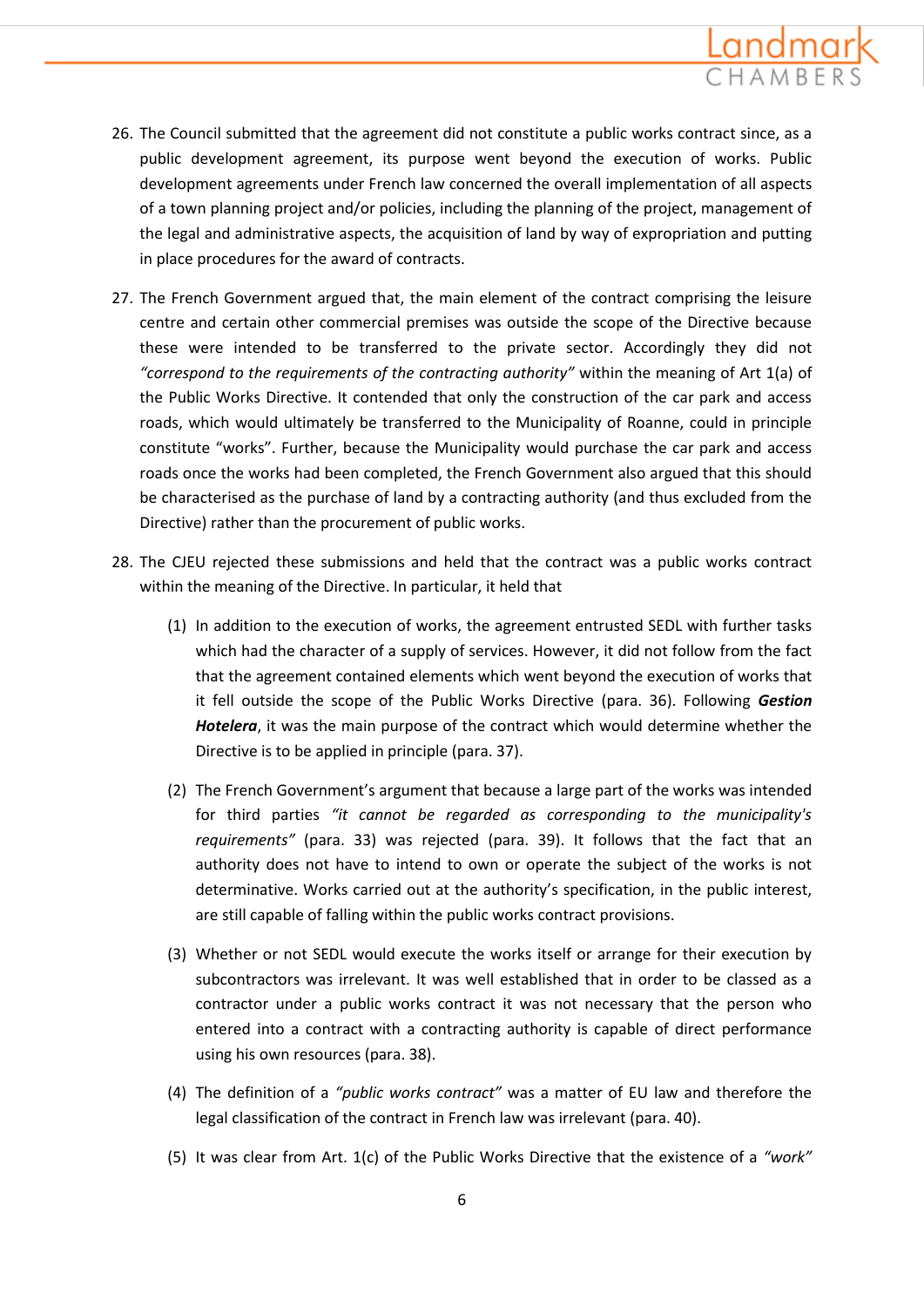26. The Council submitted that the agreement did not constitute a public works contract since, as a public development agreement, its purpose went beyond the execution of works. Public development agreements under French law concerned the overall implementation of all aspects of a town planning project and/or policies, including the planning of the project, management of the legal and administrative aspects, the acquisition of land by way of expropriation and putting in place procedures for the award of contracts.

27. The French Government argued that, the main element of the contract comprising the leisure centre and certain other commercial premises was outside the scope of the Directive because these were intended to be transferred to the private sector. Accordingly they did not *"correspond to the requirements of the contracting authority"* within the meaning of Art 1(a) of the Public Works Directive. It contended that only the construction of the car park and access roads, which would ultimately be transferred to the Municipality of Roanne, could in principle constitute "works". Further, because the Municipality would purchase the car park and access roads once the works had been completed, the French Government also argued that this should be characterised as the purchase of land by a contracting authority (and thus excluded from the Directive) rather than the procurement of public works.

28. The CJEU rejected these submissions and held that the contract was a public works contract within the meaning of the Directive. In particular, it held that

    (1) In addition to the execution of works, the agreement entrusted SEDL with further tasks which had the character of a supply of services. However, it did not follow from the fact that the agreement contained elements which went beyond the execution of works that it fell outside the scope of the Public Works Directive (para. 36). Following ***Gestion Hotelera***, it was the main purpose of the contract which would determine whether the Directive is to be applied in principle (para. 37).

    (2) The French Government's argument that because a large part of the works was intended for third parties *"it cannot be regarded as corresponding to the municipality's requirements"* (para. 33) was rejected (para. 39). It follows that the fact that an authority does not have to intend to own or operate the subject of the works is not determinative. Works carried out at the authority's specification, in the public interest, are still capable of falling within the public works contract provisions.

    (3) Whether or not SEDL would execute the works itself or arrange for their execution by subcontractors was irrelevant. It was well established that in order to be classed as a contractor under a public works contract it was not necessary that the person who entered into a contract with a contracting authority is capable of direct performance using his own resources (para. 38).

    (4) The definition of a *"public works contract"* was a matter of EU law and therefore the legal classification of the contract in French law was irrelevant (para. 40).

    (5) It was clear from Art. 1(c) of the Public Works Directive that the existence of a *"work"*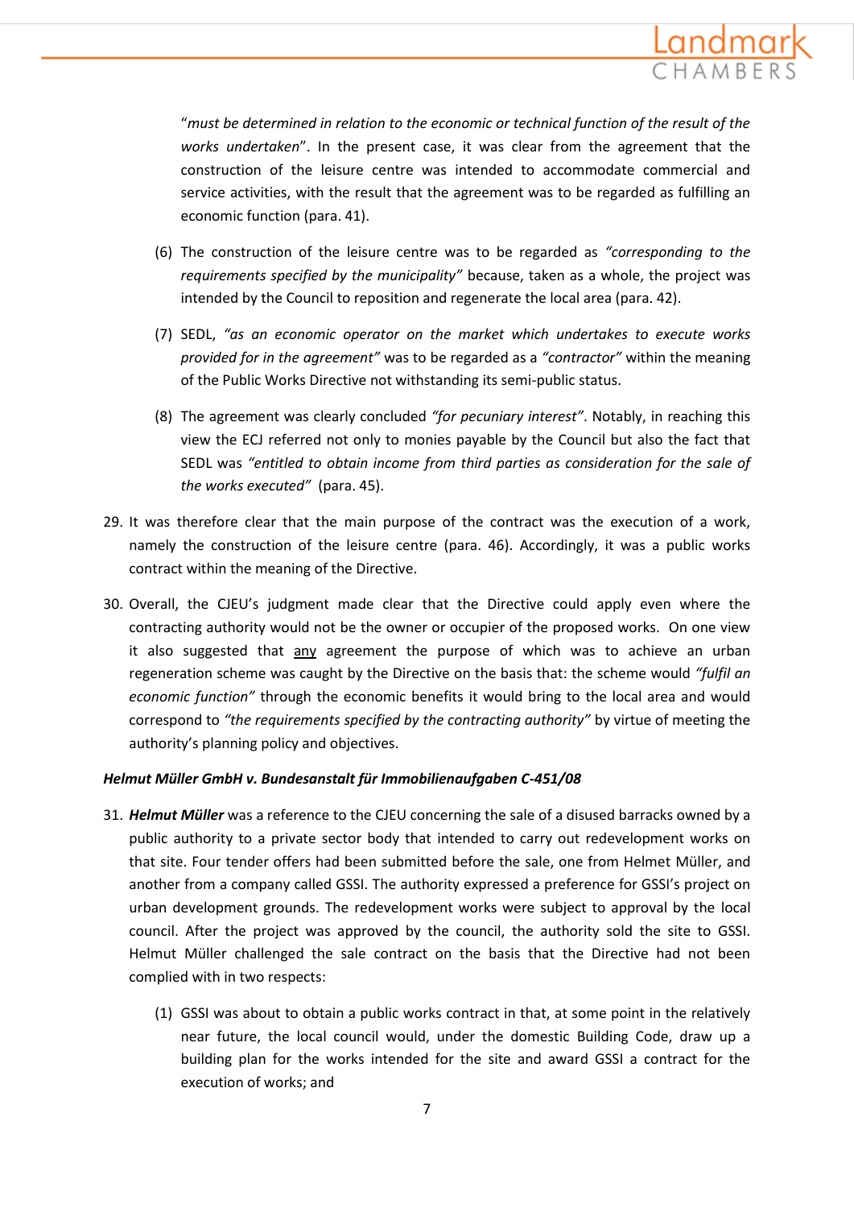"*must be determined in relation to the economic or technical function of the result of the works undertaken*". In the present case, it was clear from the agreement that the construction of the leisure centre was intended to accommodate commercial and service activities, with the result that the agreement was to be regarded as fulfilling an economic function (para. 41).

(6) The construction of the leisure centre was to be regarded as *"corresponding to the requirements specified by the municipality"* because, taken as a whole, the project was intended by the Council to reposition and regenerate the local area (para. 42).

(7) SEDL, *"as an economic operator on the market which undertakes to execute works provided for in the agreement"* was to be regarded as a *"contractor"* within the meaning of the Public Works Directive not withstanding its semi-public status.

(8) The agreement was clearly concluded *"for pecuniary interest"*. Notably, in reaching this view the ECJ referred not only to monies payable by the Council but also the fact that SEDL was *"entitled to obtain income from third parties as consideration for the sale of the works executed"* (para. 45).

29. It was therefore clear that the main purpose of the contract was the execution of a work, namely the construction of the leisure centre (para. 46). Accordingly, it was a public works contract within the meaning of the Directive.

30. Overall, the CJEU's judgment made clear that the Directive could apply even where the contracting authority would not be the owner or occupier of the proposed works. On one view it also suggested that <u>any</u> agreement the purpose of which was to achieve an urban regeneration scheme was caught by the Directive on the basis that: the scheme would *"fulfil an economic function"* through the economic benefits it would bring to the local area and would correspond to *"the requirements specified by the contracting authority"* by virtue of meeting the authority's planning policy and objectives.

***Helmut Müller GmbH v. Bundesanstalt für Immobilienaufgaben C-451/08***

31. ***Helmut Müller*** was a reference to the CJEU concerning the sale of a disused barracks owned by a public authority to a private sector body that intended to carry out redevelopment works on that site. Four tender offers had been submitted before the sale, one from Helmet Müller, and another from a company called GSSI. The authority expressed a preference for GSSI's project on urban development grounds. The redevelopment works were subject to approval by the local council. After the project was approved by the council, the authority sold the site to GSSI. Helmut Müller challenged the sale contract on the basis that the Directive had not been complied with in two respects:

(1) GSSI was about to obtain a public works contract in that, at some point in the relatively near future, the local council would, under the domestic Building Code, draw up a building plan for the works intended for the site and award GSSI a contract for the execution of works; and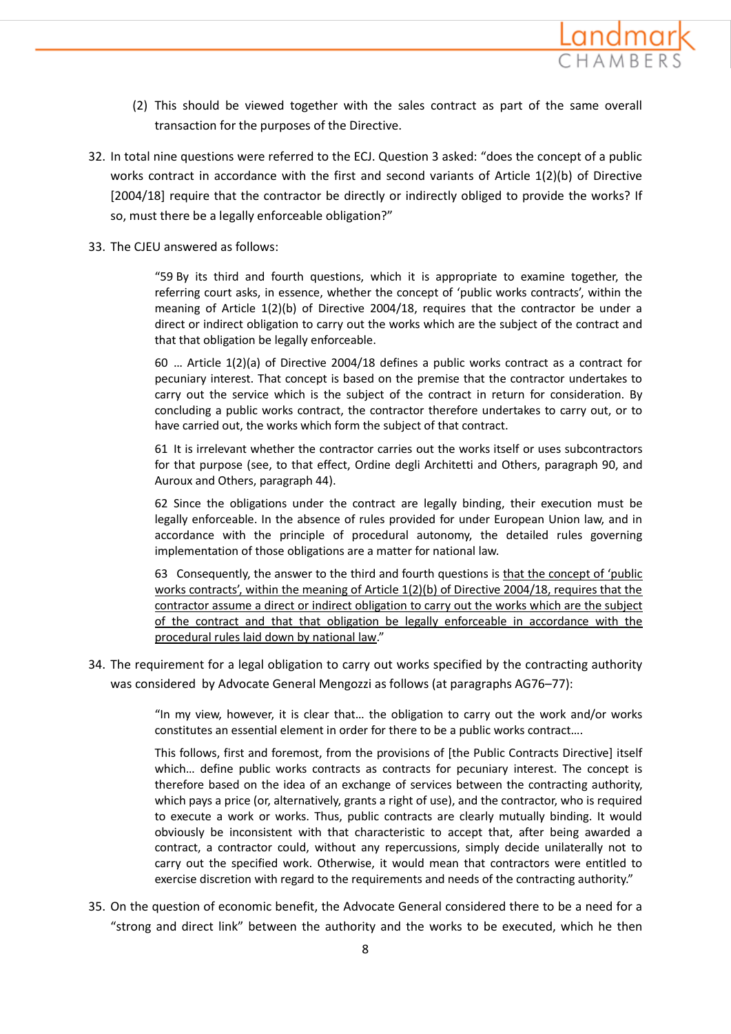(2) This should be viewed together with the sales contract as part of the same overall transaction for the purposes of the Directive.

32. In total nine questions were referred to the ECJ. Question 3 asked: "does the concept of a public works contract in accordance with the first and second variants of Article 1(2)(b) of Directive [2004/18] require that the contractor be directly or indirectly obliged to provide the works? If so, must there be a legally enforceable obligation?"

33. The CJEU answered as follows:

> "59 By its third and fourth questions, which it is appropriate to examine together, the referring court asks, in essence, whether the concept of 'public works contracts', within the meaning of Article 1(2)(b) of Directive 2004/18, requires that the contractor be under a direct or indirect obligation to carry out the works which are the subject of the contract and that that obligation be legally enforceable.
>
> 60 … Article 1(2)(a) of Directive 2004/18 defines a public works contract as a contract for pecuniary interest. That concept is based on the premise that the contractor undertakes to carry out the service which is the subject of the contract in return for consideration. By concluding a public works contract, the contractor therefore undertakes to carry out, or to have carried out, the works which form the subject of that contract.
>
> 61 It is irrelevant whether the contractor carries out the works itself or uses subcontractors for that purpose (see, to that effect, Ordine degli Architetti and Others, paragraph 90, and Auroux and Others, paragraph 44).
>
> 62 Since the obligations under the contract are legally binding, their execution must be legally enforceable. In the absence of rules provided for under European Union law, and in accordance with the principle of procedural autonomy, the detailed rules governing implementation of those obligations are a matter for national law.
>
> 63 Consequently, the answer to the third and fourth questions is <u>that the concept of 'public works contracts', within the meaning of Article 1(2)(b) of Directive 2004/18, requires that the contractor assume a direct or indirect obligation to carry out the works which are the subject of the contract and that that obligation be legally enforceable in accordance with the procedural rules laid down by national law</u>."

34. The requirement for a legal obligation to carry out works specified by the contracting authority was considered by Advocate General Mengozzi as follows (at paragraphs AG76–77):

> "In my view, however, it is clear that… the obligation to carry out the work and/or works constitutes an essential element in order for there to be a public works contract….
>
> This follows, first and foremost, from the provisions of [the Public Contracts Directive] itself which… define public works contracts as contracts for pecuniary interest. The concept is therefore based on the idea of an exchange of services between the contracting authority, which pays a price (or, alternatively, grants a right of use), and the contractor, who is required to execute a work or works. Thus, public contracts are clearly mutually binding. It would obviously be inconsistent with that characteristic to accept that, after being awarded a contract, a contractor could, without any repercussions, simply decide unilaterally not to carry out the specified work. Otherwise, it would mean that contractors were entitled to exercise discretion with regard to the requirements and needs of the contracting authority."

35. On the question of economic benefit, the Advocate General considered there to be a need for a "strong and direct link" between the authority and the works to be executed, which he then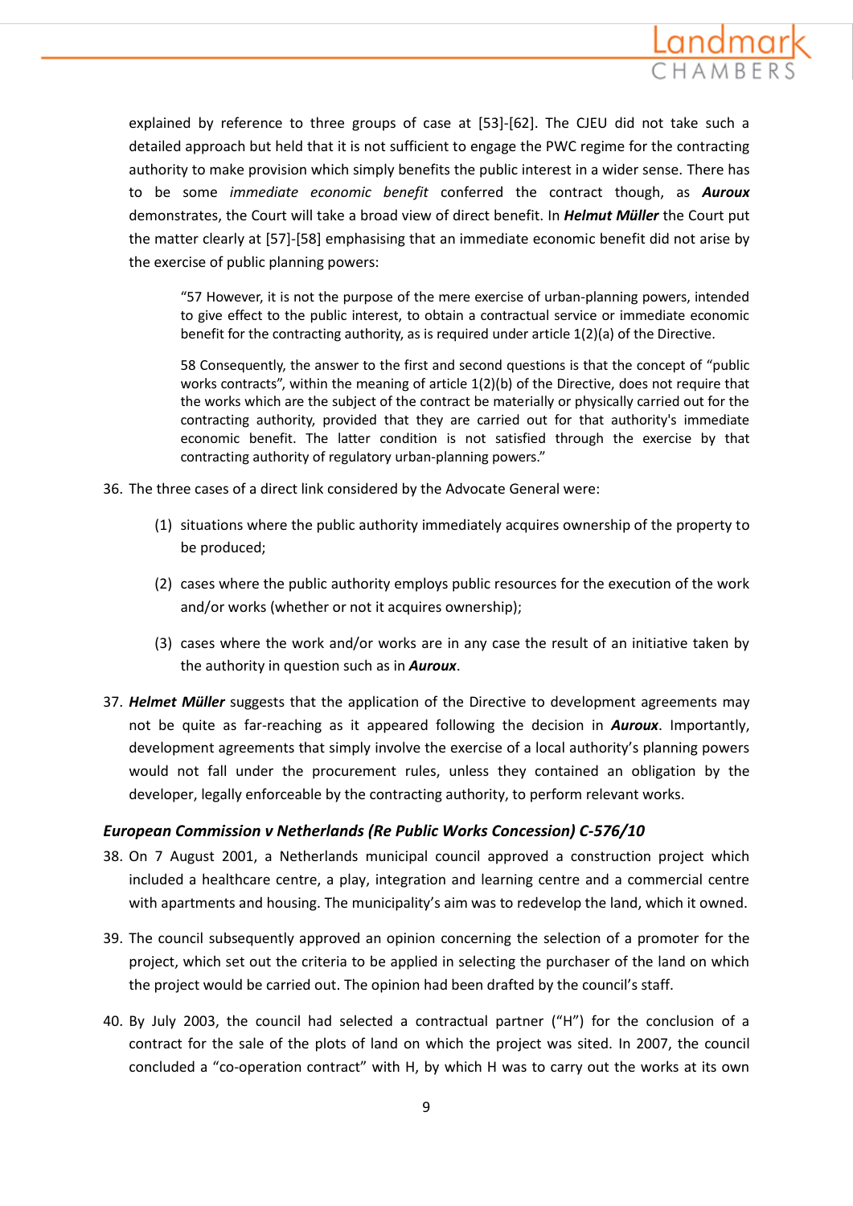explained by reference to three groups of case at [53]-[62]. The CJEU did not take such a detailed approach but held that it is not sufficient to engage the PWC regime for the contracting authority to make provision which simply benefits the public interest in a wider sense. There has to be some *immediate economic benefit* conferred the contract though, as ***Auroux*** demonstrates, the Court will take a broad view of direct benefit. In ***Helmut Müller*** the Court put the matter clearly at [57]-[58] emphasising that an immediate economic benefit did not arise by the exercise of public planning powers:

> "57 However, it is not the purpose of the mere exercise of urban-planning powers, intended to give effect to the public interest, to obtain a contractual service or immediate economic benefit for the contracting authority, as is required under article 1(2)(a) of the Directive.
>
> 58 Consequently, the answer to the first and second questions is that the concept of "public works contracts", within the meaning of article 1(2)(b) of the Directive, does not require that the works which are the subject of the contract be materially or physically carried out for the contracting authority, provided that they are carried out for that authority's immediate economic benefit. The latter condition is not satisfied through the exercise by that contracting authority of regulatory urban-planning powers."

36. The three cases of a direct link considered by the Advocate General were:

    (1) situations where the public authority immediately acquires ownership of the property to be produced;

    (2) cases where the public authority employs public resources for the execution of the work and/or works (whether or not it acquires ownership);

    (3) cases where the work and/or works are in any case the result of an initiative taken by the authority in question such as in ***Auroux***.

37. ***Helmet Müller*** suggests that the application of the Directive to development agreements may not be quite as far-reaching as it appeared following the decision in ***Auroux***. Importantly, development agreements that simply involve the exercise of a local authority's planning powers would not fall under the procurement rules, unless they contained an obligation by the developer, legally enforceable by the contracting authority, to perform relevant works.

### *European Commission v Netherlands (Re Public Works Concession) C-576/10*

38. On 7 August 2001, a Netherlands municipal council approved a construction project which included a healthcare centre, a play, integration and learning centre and a commercial centre with apartments and housing. The municipality's aim was to redevelop the land, which it owned.

39. The council subsequently approved an opinion concerning the selection of a promoter for the project, which set out the criteria to be applied in selecting the purchaser of the land on which the project would be carried out. The opinion had been drafted by the council's staff.

40. By July 2003, the council had selected a contractual partner ("H") for the conclusion of a contract for the sale of the plots of land on which the project was sited. In 2007, the council concluded a "co-operation contract" with H, by which H was to carry out the works at its own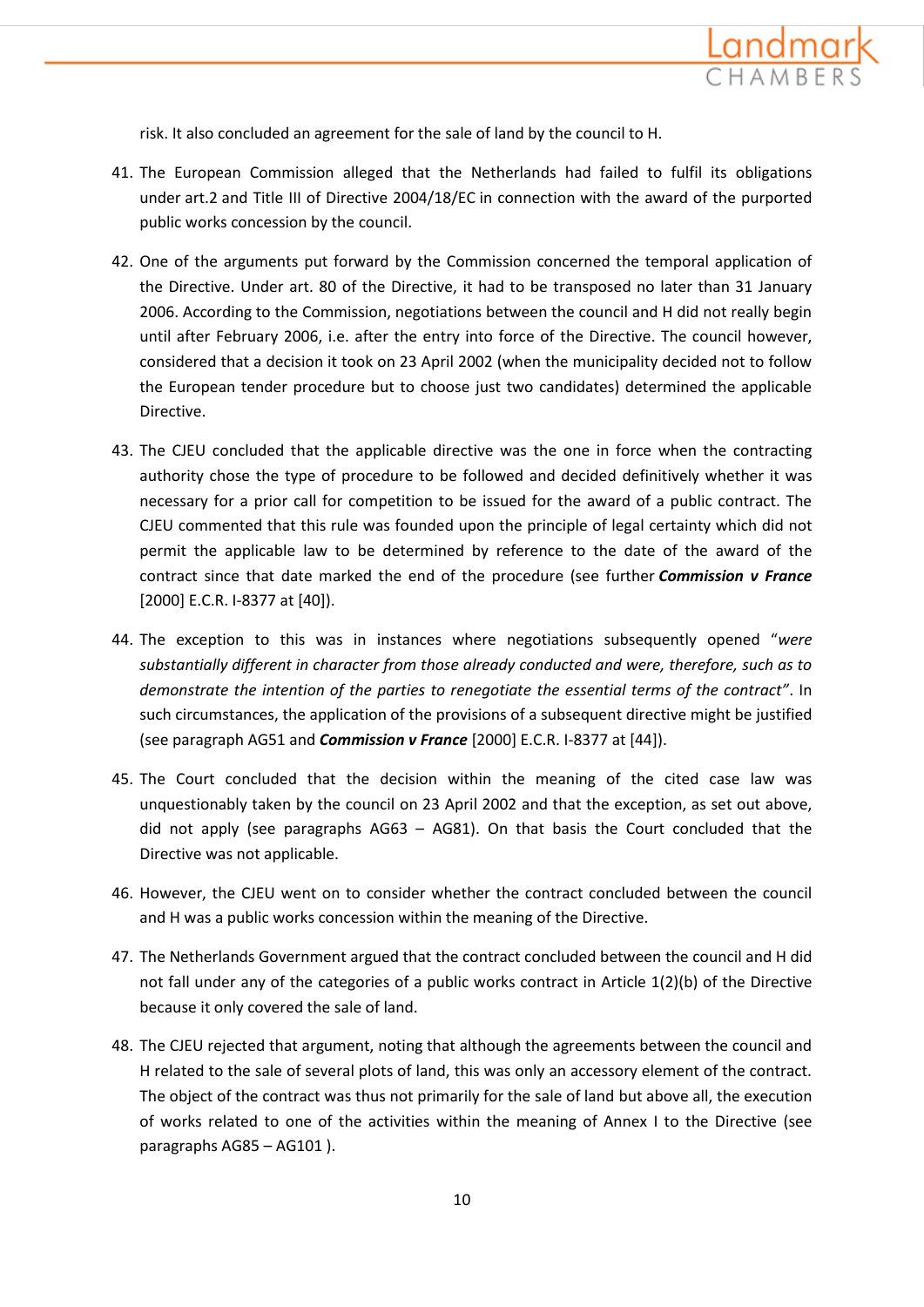risk. It also concluded an agreement for the sale of land by the council to H.

41. The European Commission alleged that the Netherlands had failed to fulfil its obligations under art.2 and Title III of Directive 2004/18/EC in connection with the award of the purported public works concession by the council.

42. One of the arguments put forward by the Commission concerned the temporal application of the Directive. Under art. 80 of the Directive, it had to be transposed no later than 31 January 2006. According to the Commission, negotiations between the council and H did not really begin until after February 2006, i.e. after the entry into force of the Directive. The council however, considered that a decision it took on 23 April 2002 (when the municipality decided not to follow the European tender procedure but to choose just two candidates) determined the applicable Directive.

43. The CJEU concluded that the applicable directive was the one in force when the contracting authority chose the type of procedure to be followed and decided definitively whether it was necessary for a prior call for competition to be issued for the award of a public contract. The CJEU commented that this rule was founded upon the principle of legal certainty which did not permit the applicable law to be determined by reference to the date of the award of the contract since that date marked the end of the procedure (see further ***Commission v France*** [2000] E.C.R. I-8377 at [40]).

44. The exception to this was in instances where negotiations subsequently opened "*were substantially different in character from those already conducted and were, therefore, such as to demonstrate the intention of the parties to renegotiate the essential terms of the contract*". In such circumstances, the application of the provisions of a subsequent directive might be justified (see paragraph AG51 and ***Commission v France*** [2000] E.C.R. I-8377 at [44]).

45. The Court concluded that the decision within the meaning of the cited case law was unquestionably taken by the council on 23 April 2002 and that the exception, as set out above, did not apply (see paragraphs AG63 – AG81). On that basis the Court concluded that the Directive was not applicable.

46. However, the CJEU went on to consider whether the contract concluded between the council and H was a public works concession within the meaning of the Directive.

47. The Netherlands Government argued that the contract concluded between the council and H did not fall under any of the categories of a public works contract in Article 1(2)(b) of the Directive because it only covered the sale of land.

48. The CJEU rejected that argument, noting that although the agreements between the council and H related to the sale of several plots of land, this was only an accessory element of the contract. The object of the contract was thus not primarily for the sale of land but above all, the execution of works related to one of the activities within the meaning of Annex I to the Directive (see paragraphs AG85 – AG101 ).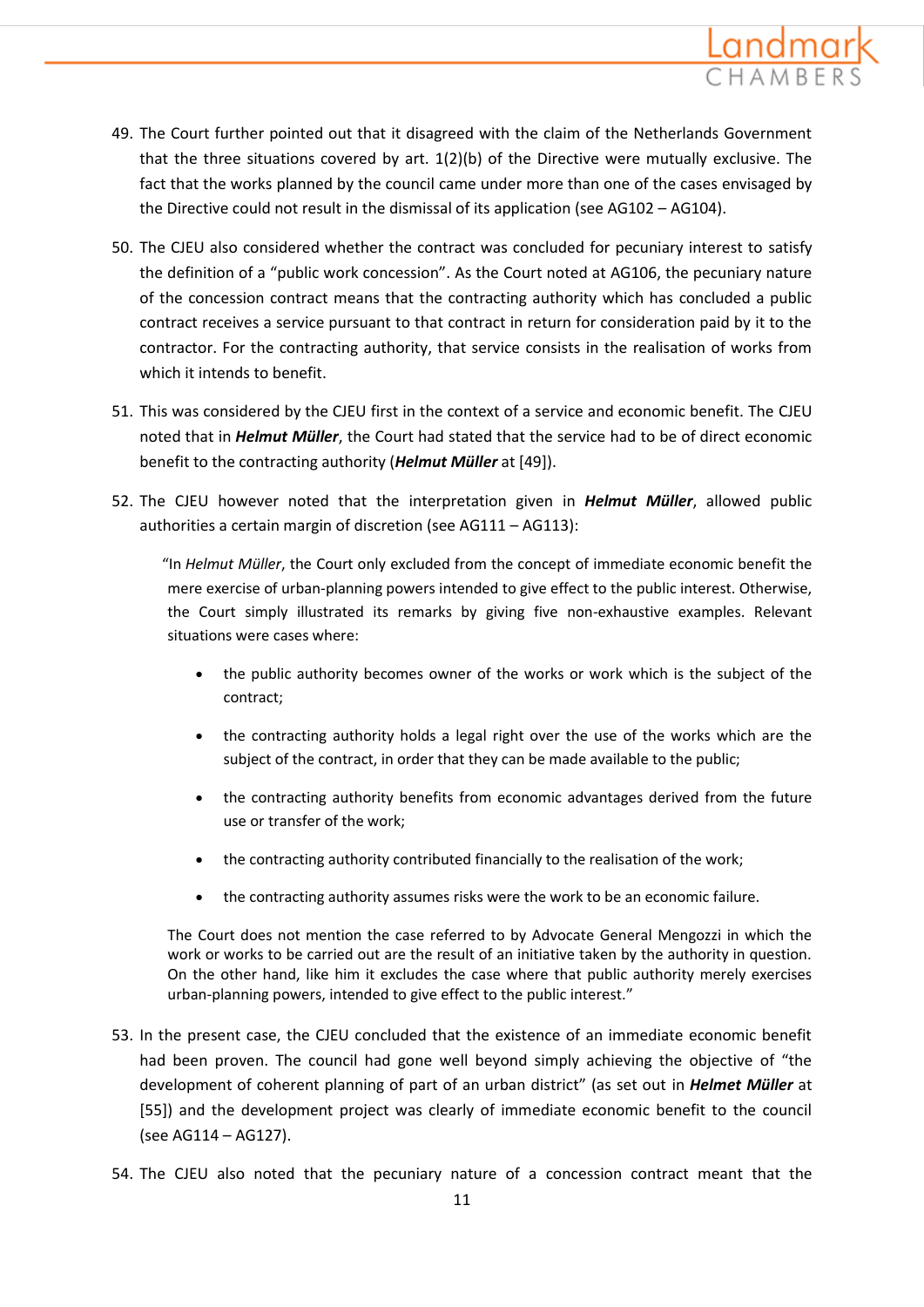49. The Court further pointed out that it disagreed with the claim of the Netherlands Government that the three situations covered by art. 1(2)(b) of the Directive were mutually exclusive. The fact that the works planned by the council came under more than one of the cases envisaged by the Directive could not result in the dismissal of its application (see AG102 – AG104).

50. The CJEU also considered whether the contract was concluded for pecuniary interest to satisfy the definition of a "public work concession". As the Court noted at AG106, the pecuniary nature of the concession contract means that the contracting authority which has concluded a public contract receives a service pursuant to that contract in return for consideration paid by it to the contractor. For the contracting authority, that service consists in the realisation of works from which it intends to benefit.

51. This was considered by the CJEU first in the context of a service and economic benefit. The CJEU noted that in ***Helmut Müller***, the Court had stated that the service had to be of direct economic benefit to the contracting authority (***Helmut Müller*** at [49]).

52. The CJEU however noted that the interpretation given in ***Helmut Müller***, allowed public authorities a certain margin of discretion (see AG111 – AG113):

> "In *Helmut Müller*, the Court only excluded from the concept of immediate economic benefit the mere exercise of urban-planning powers intended to give effect to the public interest. Otherwise, the Court simply illustrated its remarks by giving five non-exhaustive examples. Relevant situations were cases where:
>
> - the public authority becomes owner of the works or work which is the subject of the contract;
> - the contracting authority holds a legal right over the use of the works which are the subject of the contract, in order that they can be made available to the public;
> - the contracting authority benefits from economic advantages derived from the future use or transfer of the work;
> - the contracting authority contributed financially to the realisation of the work;
> - the contracting authority assumes risks were the work to be an economic failure.
>
> The Court does not mention the case referred to by Advocate General Mengozzi in which the work or works to be carried out are the result of an initiative taken by the authority in question. On the other hand, like him it excludes the case where that public authority merely exercises urban-planning powers, intended to give effect to the public interest."

53. In the present case, the CJEU concluded that the existence of an immediate economic benefit had been proven. The council had gone well beyond simply achieving the objective of "the development of coherent planning of part of an urban district" (as set out in ***Helmet Müller*** at [55]) and the development project was clearly of immediate economic benefit to the council (see AG114 – AG127).

54. The CJEU also noted that the pecuniary nature of a concession contract meant that the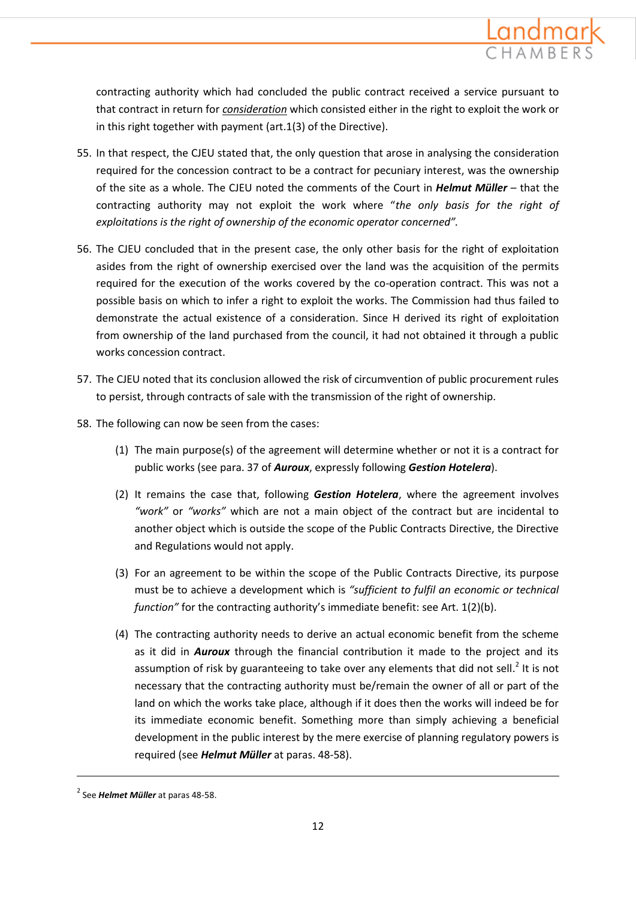contracting authority which had concluded the public contract received a service pursuant to that contract in return for _consideration_ which consisted either in the right to exploit the work or in this right together with payment (art.1(3) of the Directive).

55. In that respect, the CJEU stated that, the only question that arose in analysing the consideration required for the concession contract to be a contract for pecuniary interest, was the ownership of the site as a whole. The CJEU noted the comments of the Court in ***Helmut Müller*** – that the contracting authority may not exploit the work where "*the only basis for the right of exploitations is the right of ownership of the economic operator concerned".*

56. The CJEU concluded that in the present case, the only other basis for the right of exploitation asides from the right of ownership exercised over the land was the acquisition of the permits required for the execution of the works covered by the co-operation contract. This was not a possible basis on which to infer a right to exploit the works. The Commission had thus failed to demonstrate the actual existence of a consideration. Since H derived its right of exploitation from ownership of the land purchased from the council, it had not obtained it through a public works concession contract.

57. The CJEU noted that its conclusion allowed the risk of circumvention of public procurement rules to persist, through contracts of sale with the transmission of the right of ownership.

58. The following can now be seen from the cases:

    (1) The main purpose(s) of the agreement will determine whether or not it is a contract for public works (see para. 37 of ***Auroux***, expressly following ***Gestion Hotelera***).

    (2) It remains the case that, following ***Gestion Hotelera***, where the agreement involves *"work"* or *"works"* which are not a main object of the contract but are incidental to another object which is outside the scope of the Public Contracts Directive, the Directive and Regulations would not apply.

    (3) For an agreement to be within the scope of the Public Contracts Directive, its purpose must be to achieve a development which is *"sufficient to fulfil an economic or technical function"* for the contracting authority's immediate benefit: see Art. 1(2)(b).

    (4) The contracting authority needs to derive an actual economic benefit from the scheme as it did in ***Auroux*** through the financial contribution it made to the project and its assumption of risk by guaranteeing to take over any elements that did not sell.[2] It is not necessary that the contracting authority must be/remain the owner of all or part of the land on which the works take place, although if it does then the works will indeed be for its immediate economic benefit. Something more than simply achieving a beneficial development in the public interest by the mere exercise of planning regulatory powers is required (see ***Helmut Müller*** at paras. 48-58).

---

[2] See ***Helmet Müller*** at paras 48-58.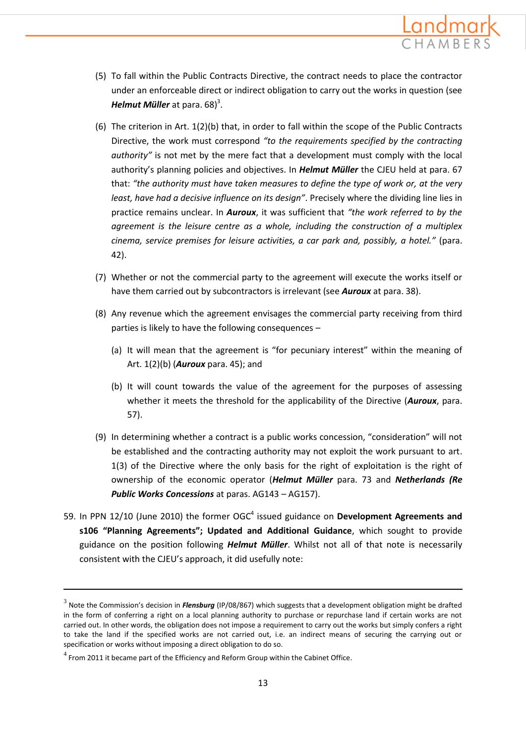(5) To fall within the Public Contracts Directive, the contract needs to place the contractor under an enforceable direct or indirect obligation to carry out the works in question (see ***Helmut Müller*** at para. 68)[3].

(6) The criterion in Art. 1(2)(b) that, in order to fall within the scope of the Public Contracts Directive, the work must correspond *"to the requirements specified by the contracting authority"* is not met by the mere fact that a development must comply with the local authority's planning policies and objectives. In ***Helmut Müller*** the CJEU held at para. 67 that: *"the authority must have taken measures to define the type of work or, at the very least, have had a decisive influence on its design"*. Precisely where the dividing line lies in practice remains unclear. In ***Auroux***, it was sufficient that *"the work referred to by the agreement is the leisure centre as a whole, including the construction of a multiplex cinema, service premises for leisure activities, a car park and, possibly, a hotel."* (para. 42).

(7) Whether or not the commercial party to the agreement will execute the works itself or have them carried out by subcontractors is irrelevant (see ***Auroux*** at para. 38).

(8) Any revenue which the agreement envisages the commercial party receiving from third parties is likely to have the following consequences –

   (a) It will mean that the agreement is "for pecuniary interest" within the meaning of Art. 1(2)(b) (***Auroux*** para. 45); and

   (b) It will count towards the value of the agreement for the purposes of assessing whether it meets the threshold for the applicability of the Directive (***Auroux***, para. 57).

(9) In determining whether a contract is a public works concession, "consideration" will not be established and the contracting authority may not exploit the work pursuant to art. 1(3) of the Directive where the only basis for the right of exploitation is the right of ownership of the economic operator (***Helmut Müller*** para. 73 and ***Netherlands (Re Public Works Concessions*** at paras. AG143 – AG157).

59. In PPN 12/10 (June 2010) the former OGC[4] issued guidance on **Development Agreements and s106 "Planning Agreements"; Updated and Additional Guidance**, which sought to provide guidance on the position following ***Helmut Müller***. Whilst not all of that note is necessarily consistent with the CJEU's approach, it did usefully note:

---

[3] Note the Commission's decision in ***Flensburg*** (IP/08/867) which suggests that a development obligation might be drafted in the form of conferring a right on a local planning authority to purchase or repurchase land if certain works are not carried out. In other words, the obligation does not impose a requirement to carry out the works but simply confers a right to take the land if the specified works are not carried out, i.e. an indirect means of securing the carrying out or specification or works without imposing a direct obligation to do so.

[4] From 2011 it became part of the Efficiency and Reform Group within the Cabinet Office.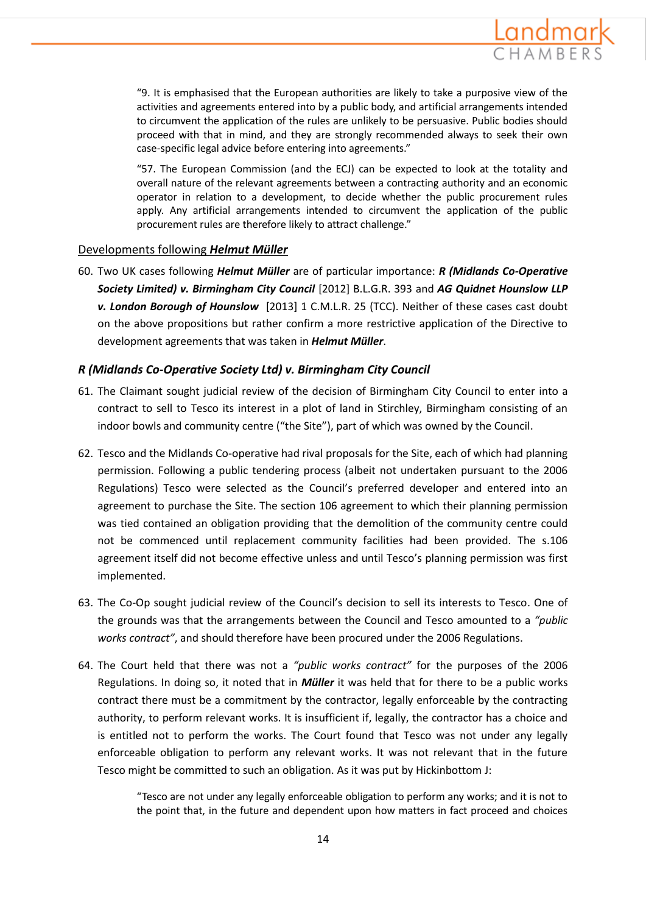> "9. It is emphasised that the European authorities are likely to take a purposive view of the activities and agreements entered into by a public body, and artificial arrangements intended to circumvent the application of the rules are unlikely to be persuasive. Public bodies should proceed with that in mind, and they are strongly recommended always to seek their own case-specific legal advice before entering into agreements."

> "57. The European Commission (and the ECJ) can be expected to look at the totality and overall nature of the relevant agreements between a contracting authority and an economic operator in relation to a development, to decide whether the public procurement rules apply. Any artificial arrangements intended to circumvent the application of the public procurement rules are therefore likely to attract challenge."

## Developments following ***Helmut Müller***

60. Two UK cases following ***Helmut Müller*** are of particular importance: ***R (Midlands Co-Operative Society Limited) v. Birmingham City Council*** [2012] B.L.G.R. 393 and ***AG Quidnet Hounslow LLP v. London Borough of Hounslow*** [2013] 1 C.M.L.R. 25 (TCC). Neither of these cases cast doubt on the above propositions but rather confirm a more restrictive application of the Directive to development agreements that was taken in ***Helmut Müller***.

### *R (Midlands Co-Operative Society Ltd) v. Birmingham City Council*

61. The Claimant sought judicial review of the decision of Birmingham City Council to enter into a contract to sell to Tesco its interest in a plot of land in Stirchley, Birmingham consisting of an indoor bowls and community centre ("the Site"), part of which was owned by the Council.

62. Tesco and the Midlands Co-operative had rival proposals for the Site, each of which had planning permission. Following a public tendering process (albeit not undertaken pursuant to the 2006 Regulations) Tesco were selected as the Council's preferred developer and entered into an agreement to purchase the Site. The section 106 agreement to which their planning permission was tied contained an obligation providing that the demolition of the community centre could not be commenced until replacement community facilities had been provided. The s.106 agreement itself did not become effective unless and until Tesco's planning permission was first implemented.

63. The Co-Op sought judicial review of the Council's decision to sell its interests to Tesco. One of the grounds was that the arrangements between the Council and Tesco amounted to a *"public works contract"*, and should therefore have been procured under the 2006 Regulations.

64. The Court held that there was not a *"public works contract"* for the purposes of the 2006 Regulations. In doing so, it noted that in ***Müller*** it was held that for there to be a public works contract there must be a commitment by the contractor, legally enforceable by the contracting authority, to perform relevant works. It is insufficient if, legally, the contractor has a choice and is entitled not to perform the works. The Court found that Tesco was not under any legally enforceable obligation to perform any relevant works. It was not relevant that in the future Tesco might be committed to such an obligation. As it was put by Hickinbottom J:

> "Tesco are not under any legally enforceable obligation to perform any works; and it is not to the point that, in the future and dependent upon how matters in fact proceed and choices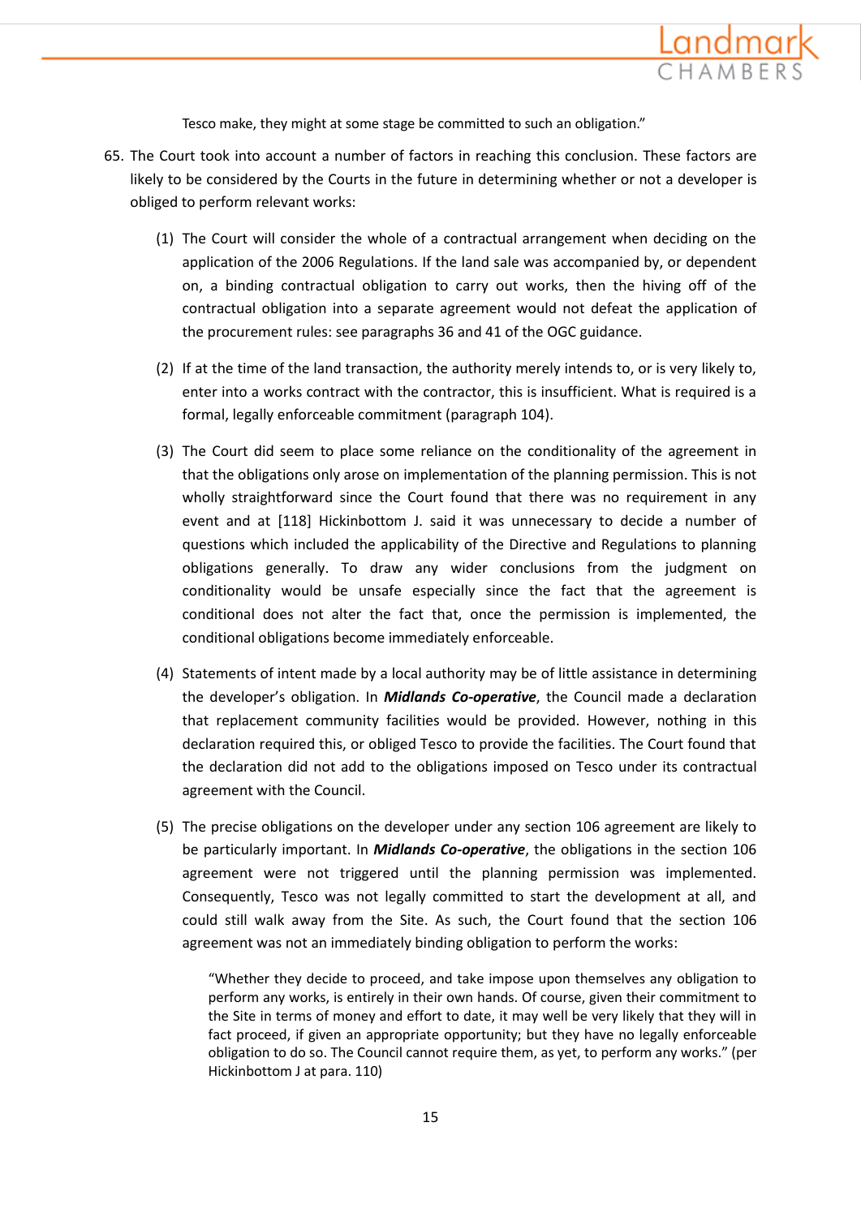Tesco make, they might at some stage be committed to such an obligation."

65. The Court took into account a number of factors in reaching this conclusion. These factors are likely to be considered by the Courts in the future in determining whether or not a developer is obliged to perform relevant works:

    (1) The Court will consider the whole of a contractual arrangement when deciding on the application of the 2006 Regulations. If the land sale was accompanied by, or dependent on, a binding contractual obligation to carry out works, then the hiving off of the contractual obligation into a separate agreement would not defeat the application of the procurement rules: see paragraphs 36 and 41 of the OGC guidance.

    (2) If at the time of the land transaction, the authority merely intends to, or is very likely to, enter into a works contract with the contractor, this is insufficient. What is required is a formal, legally enforceable commitment (paragraph 104).

    (3) The Court did seem to place some reliance on the conditionality of the agreement in that the obligations only arose on implementation of the planning permission. This is not wholly straightforward since the Court found that there was no requirement in any event and at [118] Hickinbottom J. said it was unnecessary to decide a number of questions which included the applicability of the Directive and Regulations to planning obligations generally. To draw any wider conclusions from the judgment on conditionality would be unsafe especially since the fact that the agreement is conditional does not alter the fact that, once the permission is implemented, the conditional obligations become immediately enforceable.

    (4) Statements of intent made by a local authority may be of little assistance in determining the developer's obligation. In ***Midlands Co-operative***, the Council made a declaration that replacement community facilities would be provided. However, nothing in this declaration required this, or obliged Tesco to provide the facilities. The Court found that the declaration did not add to the obligations imposed on Tesco under its contractual agreement with the Council.

    (5) The precise obligations on the developer under any section 106 agreement are likely to be particularly important. In ***Midlands Co-operative***, the obligations in the section 106 agreement were not triggered until the planning permission was implemented. Consequently, Tesco was not legally committed to start the development at all, and could still walk away from the Site. As such, the Court found that the section 106 agreement was not an immediately binding obligation to perform the works:

        "Whether they decide to proceed, and take impose upon themselves any obligation to perform any works, is entirely in their own hands. Of course, given their commitment to the Site in terms of money and effort to date, it may well be very likely that they will in fact proceed, if given an appropriate opportunity; but they have no legally enforceable obligation to do so. The Council cannot require them, as yet, to perform any works." (per Hickinbottom J at para. 110)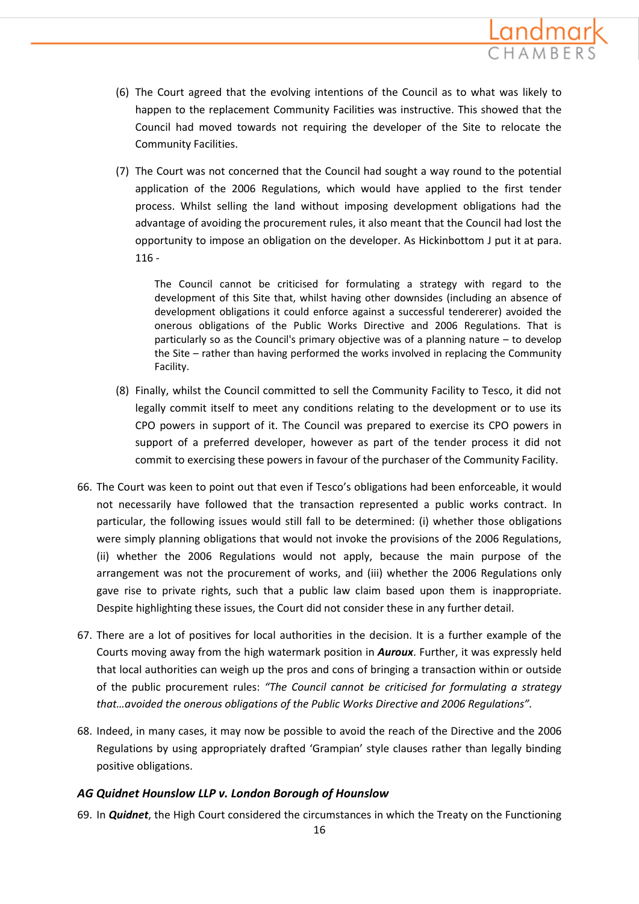(6) The Court agreed that the evolving intentions of the Council as to what was likely to happen to the replacement Community Facilities was instructive. This showed that the Council had moved towards not requiring the developer of the Site to relocate the Community Facilities.

(7) The Court was not concerned that the Council had sought a way round to the potential application of the 2006 Regulations, which would have applied to the first tender process. Whilst selling the land without imposing development obligations had the advantage of avoiding the procurement rules, it also meant that the Council had lost the opportunity to impose an obligation on the developer. As Hickinbottom J put it at para. 116 -

> The Council cannot be criticised for formulating a strategy with regard to the development of this Site that, whilst having other downsides (including an absence of development obligations it could enforce against a successful tendererer) avoided the onerous obligations of the Public Works Directive and 2006 Regulations. That is particularly so as the Council's primary objective was of a planning nature – to develop the Site – rather than having performed the works involved in replacing the Community Facility.

(8) Finally, whilst the Council committed to sell the Community Facility to Tesco, it did not legally commit itself to meet any conditions relating to the development or to use its CPO powers in support of it. The Council was prepared to exercise its CPO powers in support of a preferred developer, however as part of the tender process it did not commit to exercising these powers in favour of the purchaser of the Community Facility.

66. The Court was keen to point out that even if Tesco's obligations had been enforceable, it would not necessarily have followed that the transaction represented a public works contract. In particular, the following issues would still fall to be determined: (i) whether those obligations were simply planning obligations that would not invoke the provisions of the 2006 Regulations, (ii) whether the 2006 Regulations would not apply, because the main purpose of the arrangement was not the procurement of works, and (iii) whether the 2006 Regulations only gave rise to private rights, such that a public law claim based upon them is inappropriate. Despite highlighting these issues, the Court did not consider these in any further detail.

67. There are a lot of positives for local authorities in the decision. It is a further example of the Courts moving away from the high watermark position in ***Auroux***. Further, it was expressly held that local authorities can weigh up the pros and cons of bringing a transaction within or outside of the public procurement rules: *"The Council cannot be criticised for formulating a strategy that…avoided the onerous obligations of the Public Works Directive and 2006 Regulations".*

68. Indeed, in many cases, it may now be possible to avoid the reach of the Directive and the 2006 Regulations by using appropriately drafted 'Grampian' style clauses rather than legally binding positive obligations.

### *AG Quidnet Hounslow LLP v. London Borough of Hounslow*

69. In ***Quidnet***, the High Court considered the circumstances in which the Treaty on the Functioning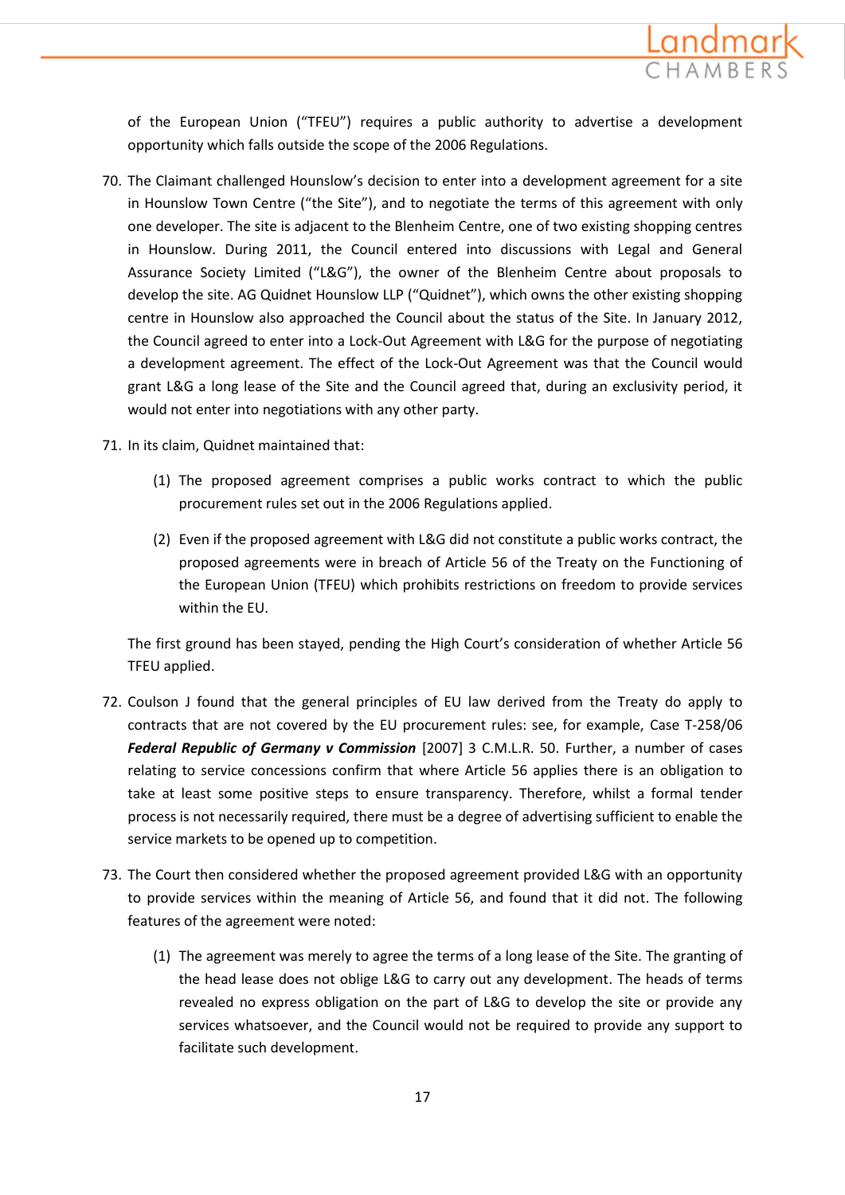of the European Union ("TFEU") requires a public authority to advertise a development opportunity which falls outside the scope of the 2006 Regulations.

70. The Claimant challenged Hounslow's decision to enter into a development agreement for a site in Hounslow Town Centre ("the Site"), and to negotiate the terms of this agreement with only one developer. The site is adjacent to the Blenheim Centre, one of two existing shopping centres in Hounslow. During 2011, the Council entered into discussions with Legal and General Assurance Society Limited ("L&G"), the owner of the Blenheim Centre about proposals to develop the site. AG Quidnet Hounslow LLP ("Quidnet"), which owns the other existing shopping centre in Hounslow also approached the Council about the status of the Site. In January 2012, the Council agreed to enter into a Lock-Out Agreement with L&G for the purpose of negotiating a development agreement. The effect of the Lock-Out Agreement was that the Council would grant L&G a long lease of the Site and the Council agreed that, during an exclusivity period, it would not enter into negotiations with any other party.

71. In its claim, Quidnet maintained that:

    (1) The proposed agreement comprises a public works contract to which the public procurement rules set out in the 2006 Regulations applied.

    (2) Even if the proposed agreement with L&G did not constitute a public works contract, the proposed agreements were in breach of Article 56 of the Treaty on the Functioning of the European Union (TFEU) which prohibits restrictions on freedom to provide services within the EU.

    The first ground has been stayed, pending the High Court's consideration of whether Article 56 TFEU applied.

72. Coulson J found that the general principles of EU law derived from the Treaty do apply to contracts that are not covered by the EU procurement rules: see, for example, Case T-258/06 ***Federal Republic of Germany v Commission*** [2007] 3 C.M.L.R. 50. Further, a number of cases relating to service concessions confirm that where Article 56 applies there is an obligation to take at least some positive steps to ensure transparency. Therefore, whilst a formal tender process is not necessarily required, there must be a degree of advertising sufficient to enable the service markets to be opened up to competition.

73. The Court then considered whether the proposed agreement provided L&G with an opportunity to provide services within the meaning of Article 56, and found that it did not. The following features of the agreement were noted:

    (1) The agreement was merely to agree the terms of a long lease of the Site. The granting of the head lease does not oblige L&G to carry out any development. The heads of terms revealed no express obligation on the part of L&G to develop the site or provide any services whatsoever, and the Council would not be required to provide any support to facilitate such development.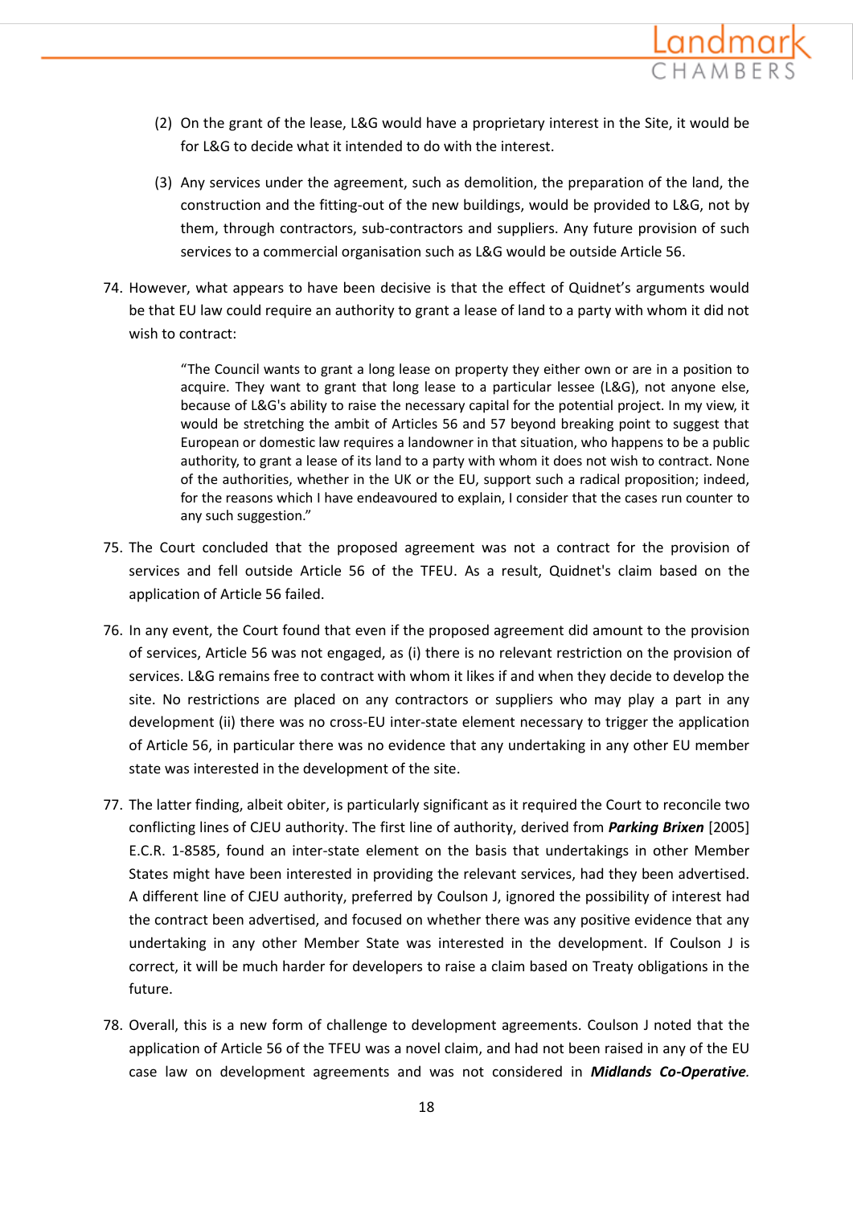(2) On the grant of the lease, L&G would have a proprietary interest in the Site, it would be for L&G to decide what it intended to do with the interest.

(3) Any services under the agreement, such as demolition, the preparation of the land, the construction and the fitting-out of the new buildings, would be provided to L&G, not by them, through contractors, sub-contractors and suppliers. Any future provision of such services to a commercial organisation such as L&G would be outside Article 56.

74. However, what appears to have been decisive is that the effect of Quidnet's arguments would be that EU law could require an authority to grant a lease of land to a party with whom it did not wish to contract:

> "The Council wants to grant a long lease on property they either own or are in a position to acquire. They want to grant that long lease to a particular lessee (L&G), not anyone else, because of L&G's ability to raise the necessary capital for the potential project. In my view, it would be stretching the ambit of Articles 56 and 57 beyond breaking point to suggest that European or domestic law requires a landowner in that situation, who happens to be a public authority, to grant a lease of its land to a party with whom it does not wish to contract. None of the authorities, whether in the UK or the EU, support such a radical proposition; indeed, for the reasons which I have endeavoured to explain, I consider that the cases run counter to any such suggestion."

75. The Court concluded that the proposed agreement was not a contract for the provision of services and fell outside Article 56 of the TFEU. As a result, Quidnet's claim based on the application of Article 56 failed.

76. In any event, the Court found that even if the proposed agreement did amount to the provision of services, Article 56 was not engaged, as (i) there is no relevant restriction on the provision of services. L&G remains free to contract with whom it likes if and when they decide to develop the site. No restrictions are placed on any contractors or suppliers who may play a part in any development (ii) there was no cross-EU inter-state element necessary to trigger the application of Article 56, in particular there was no evidence that any undertaking in any other EU member state was interested in the development of the site.

77. The latter finding, albeit obiter, is particularly significant as it required the Court to reconcile two conflicting lines of CJEU authority. The first line of authority, derived from ***Parking Brixen*** [2005] E.C.R. 1-8585, found an inter-state element on the basis that undertakings in other Member States might have been interested in providing the relevant services, had they been advertised. A different line of CJEU authority, preferred by Coulson J, ignored the possibility of interest had the contract been advertised, and focused on whether there was any positive evidence that any undertaking in any other Member State was interested in the development. If Coulson J is correct, it will be much harder for developers to raise a claim based on Treaty obligations in the future.

78. Overall, this is a new form of challenge to development agreements. Coulson J noted that the application of Article 56 of the TFEU was a novel claim, and had not been raised in any of the EU case law on development agreements and was not considered in ***Midlands Co-Operative***.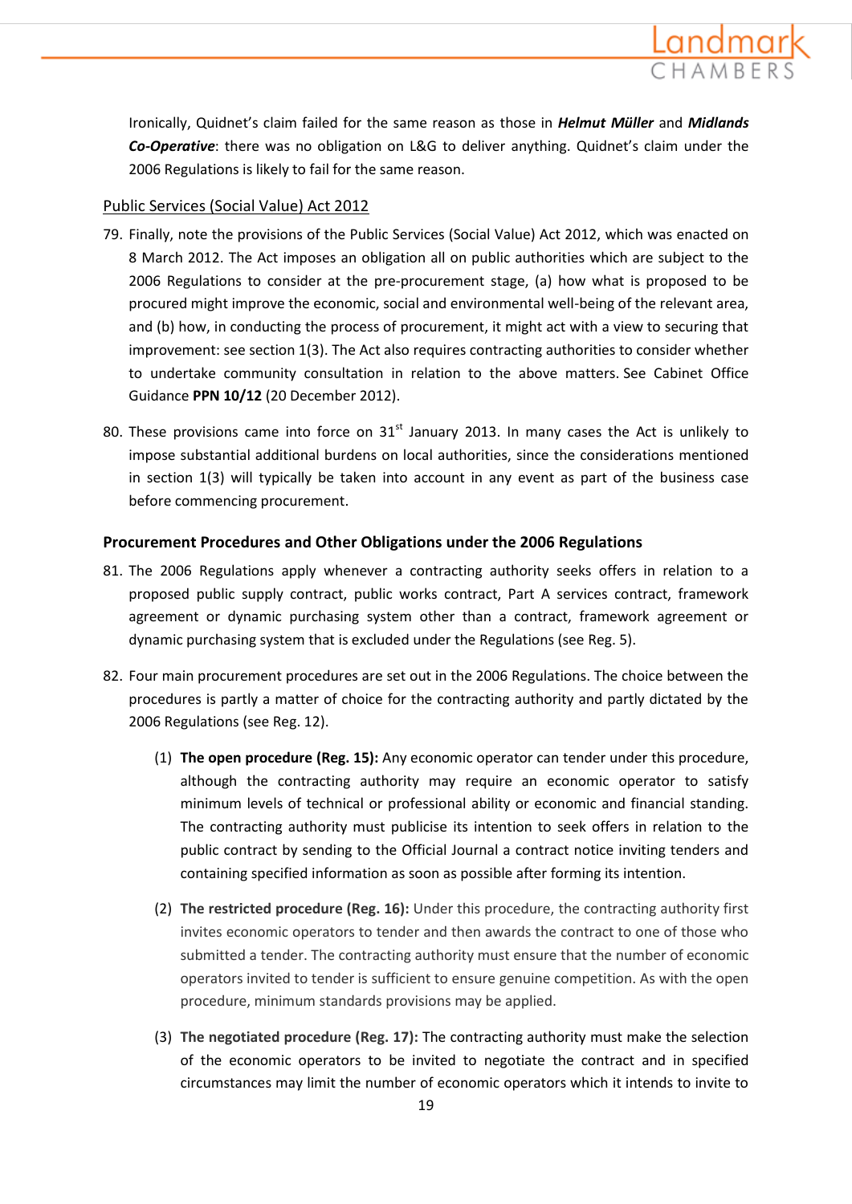Ironically, Quidnet's claim failed for the same reason as those in ***Helmut Müller*** and ***Midlands Co-Operative***: there was no obligation on L&G to deliver anything. Quidnet's claim under the 2006 Regulations is likely to fail for the same reason.

<u>Public Services (Social Value) Act 2012</u>

79. Finally, note the provisions of the Public Services (Social Value) Act 2012, which was enacted on 8 March 2012. The Act imposes an obligation all on public authorities which are subject to the 2006 Regulations to consider at the pre-procurement stage, (a) how what is proposed to be procured might improve the economic, social and environmental well-being of the relevant area, and (b) how, in conducting the process of procurement, it might act with a view to securing that improvement: see section 1(3). The Act also requires contracting authorities to consider whether to undertake community consultation in relation to the above matters. See Cabinet Office Guidance **PPN 10/12** (20 December 2012).

80. These provisions came into force on 31st January 2013. In many cases the Act is unlikely to impose substantial additional burdens on local authorities, since the considerations mentioned in section 1(3) will typically be taken into account in any event as part of the business case before commencing procurement.

### Procurement Procedures and Other Obligations under the 2006 Regulations

81. The 2006 Regulations apply whenever a contracting authority seeks offers in relation to a proposed public supply contract, public works contract, Part A services contract, framework agreement or dynamic purchasing system other than a contract, framework agreement or dynamic purchasing system that is excluded under the Regulations (see Reg. 5).

82. Four main procurement procedures are set out in the 2006 Regulations. The choice between the procedures is partly a matter of choice for the contracting authority and partly dictated by the 2006 Regulations (see Reg. 12).

    (1) **The open procedure (Reg. 15):** Any economic operator can tender under this procedure, although the contracting authority may require an economic operator to satisfy minimum levels of technical or professional ability or economic and financial standing. The contracting authority must publicise its intention to seek offers in relation to the public contract by sending to the Official Journal a contract notice inviting tenders and containing specified information as soon as possible after forming its intention.

    (2) **The restricted procedure (Reg. 16):** Under this procedure, the contracting authority first invites economic operators to tender and then awards the contract to one of those who submitted a tender. The contracting authority must ensure that the number of economic operators invited to tender is sufficient to ensure genuine competition. As with the open procedure, minimum standards provisions may be applied.

    (3) **The negotiated procedure (Reg. 17):** The contracting authority must make the selection of the economic operators to be invited to negotiate the contract and in specified circumstances may limit the number of economic operators which it intends to invite to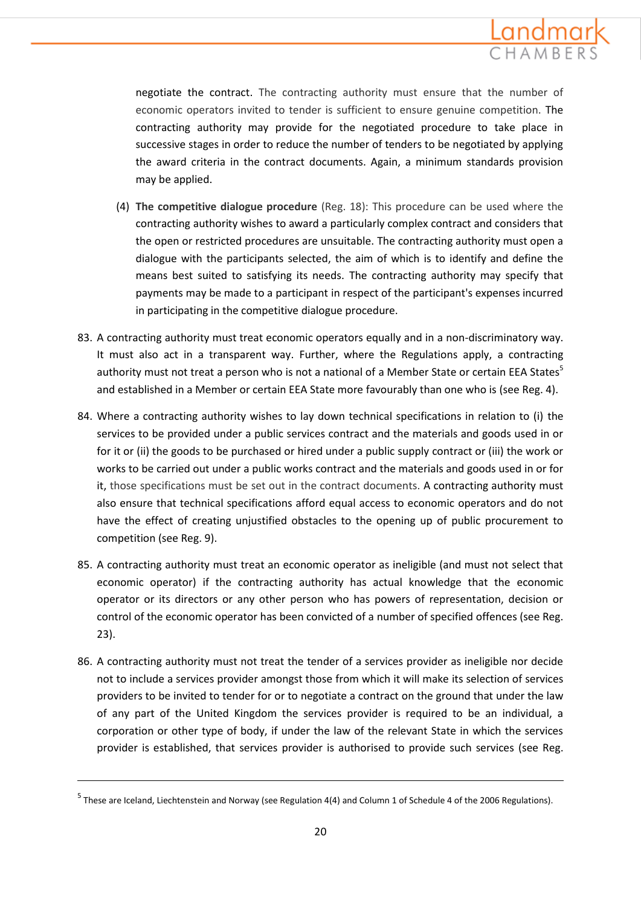negotiate the contract. The contracting authority must ensure that the number of economic operators invited to tender is sufficient to ensure genuine competition. The contracting authority may provide for the negotiated procedure to take place in successive stages in order to reduce the number of tenders to be negotiated by applying the award criteria in the contract documents. Again, a minimum standards provision may be applied.

(4) **The competitive dialogue procedure** (Reg. 18): This procedure can be used where the contracting authority wishes to award a particularly complex contract and considers that the open or restricted procedures are unsuitable. The contracting authority must open a dialogue with the participants selected, the aim of which is to identify and define the means best suited to satisfying its needs. The contracting authority may specify that payments may be made to a participant in respect of the participant's expenses incurred in participating in the competitive dialogue procedure.

83. A contracting authority must treat economic operators equally and in a non-discriminatory way. It must also act in a transparent way. Further, where the Regulations apply, a contracting authority must not treat a person who is not a national of a Member State or certain EEA States[5] and established in a Member or certain EEA State more favourably than one who is (see Reg. 4).

84. Where a contracting authority wishes to lay down technical specifications in relation to (i) the services to be provided under a public services contract and the materials and goods used in or for it or (ii) the goods to be purchased or hired under a public supply contract or (iii) the work or works to be carried out under a public works contract and the materials and goods used in or for it, those specifications must be set out in the contract documents. A contracting authority must also ensure that technical specifications afford equal access to economic operators and do not have the effect of creating unjustified obstacles to the opening up of public procurement to competition (see Reg. 9).

85. A contracting authority must treat an economic operator as ineligible (and must not select that economic operator) if the contracting authority has actual knowledge that the economic operator or its directors or any other person who has powers of representation, decision or control of the economic operator has been convicted of a number of specified offences (see Reg. 23).

86. A contracting authority must not treat the tender of a services provider as ineligible nor decide not to include a services provider amongst those from which it will make its selection of services providers to be invited to tender for or to negotiate a contract on the ground that under the law of any part of the United Kingdom the services provider is required to be an individual, a corporation or other type of body, if under the law of the relevant State in which the services provider is established, that services provider is authorised to provide such services (see Reg.

---

[5] These are Iceland, Liechtenstein and Norway (see Regulation 4(4) and Column 1 of Schedule 4 of the 2006 Regulations).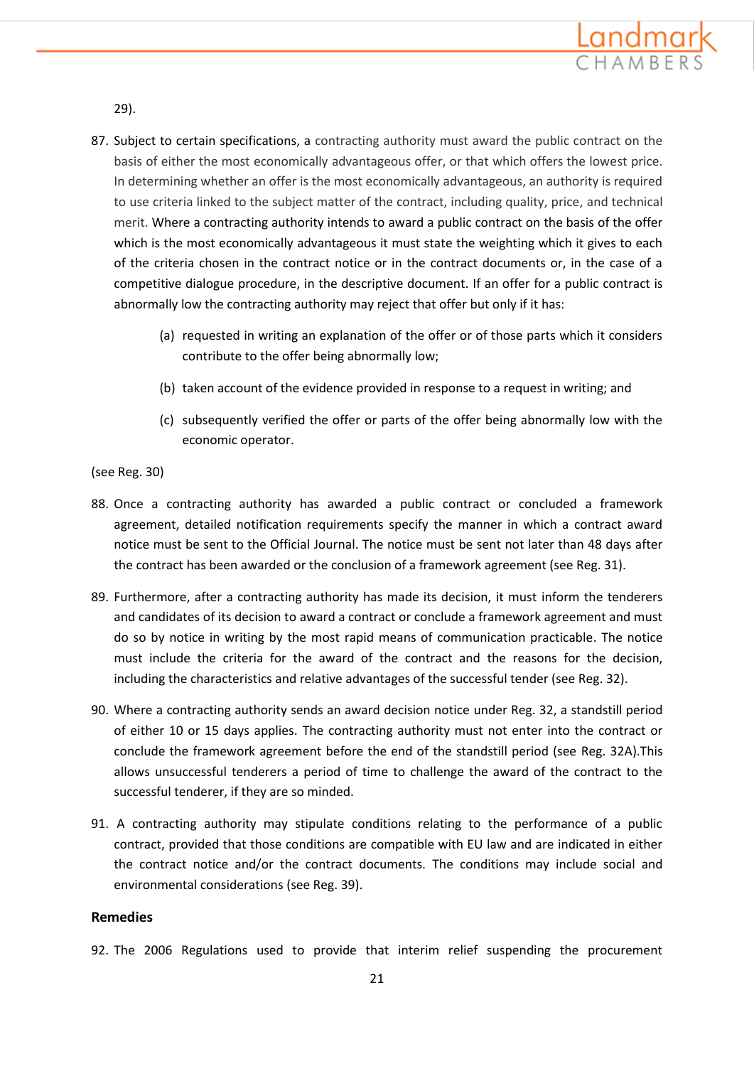29).

87. Subject to certain specifications, a contracting authority must award the public contract on the basis of either the most economically advantageous offer, or that which offers the lowest price. In determining whether an offer is the most economically advantageous, an authority is required to use criteria linked to the subject matter of the contract, including quality, price, and technical merit. Where a contracting authority intends to award a public contract on the basis of the offer which is the most economically advantageous it must state the weighting which it gives to each of the criteria chosen in the contract notice or in the contract documents or, in the case of a competitive dialogue procedure, in the descriptive document. If an offer for a public contract is abnormally low the contracting authority may reject that offer but only if it has:

    (a) requested in writing an explanation of the offer or of those parts which it considers contribute to the offer being abnormally low;

    (b) taken account of the evidence provided in response to a request in writing; and

    (c) subsequently verified the offer or parts of the offer being abnormally low with the economic operator.

(see Reg. 30)

88. Once a contracting authority has awarded a public contract or concluded a framework agreement, detailed notification requirements specify the manner in which a contract award notice must be sent to the Official Journal. The notice must be sent not later than 48 days after the contract has been awarded or the conclusion of a framework agreement (see Reg. 31).

89. Furthermore, after a contracting authority has made its decision, it must inform the tenderers and candidates of its decision to award a contract or conclude a framework agreement and must do so by notice in writing by the most rapid means of communication practicable. The notice must include the criteria for the award of the contract and the reasons for the decision, including the characteristics and relative advantages of the successful tender (see Reg. 32).

90. Where a contracting authority sends an award decision notice under Reg. 32, a standstill period of either 10 or 15 days applies. The contracting authority must not enter into the contract or conclude the framework agreement before the end of the standstill period (see Reg. 32A).This allows unsuccessful tenderers a period of time to challenge the award of the contract to the successful tenderer, if they are so minded.

91. A contracting authority may stipulate conditions relating to the performance of a public contract, provided that those conditions are compatible with EU law and are indicated in either the contract notice and/or the contract documents. The conditions may include social and environmental considerations (see Reg. 39).

**Remedies**

92. The 2006 Regulations used to provide that interim relief suspending the procurement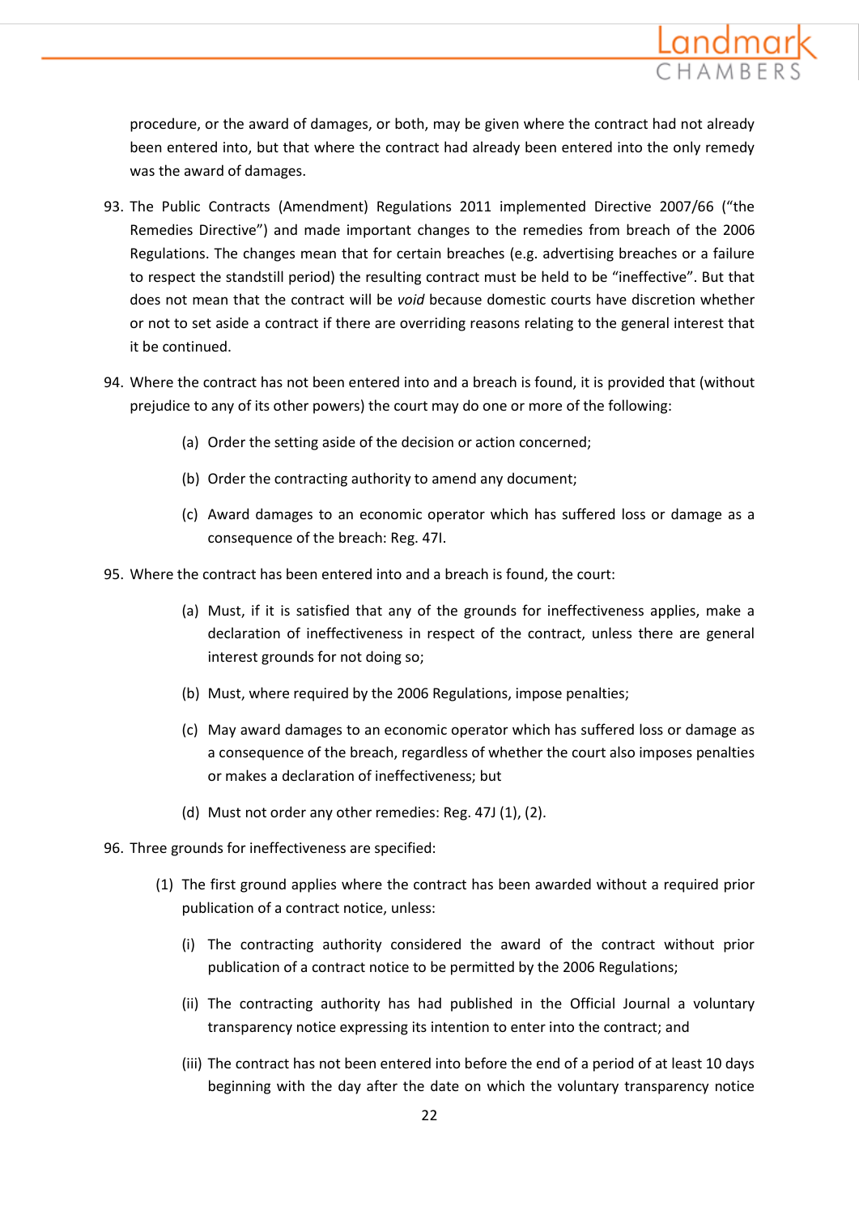procedure, or the award of damages, or both, may be given where the contract had not already been entered into, but that where the contract had already been entered into the only remedy was the award of damages.

93. The Public Contracts (Amendment) Regulations 2011 implemented Directive 2007/66 ("the Remedies Directive") and made important changes to the remedies from breach of the 2006 Regulations. The changes mean that for certain breaches (e.g. advertising breaches or a failure to respect the standstill period) the resulting contract must be held to be "ineffective". But that does not mean that the contract will be *void* because domestic courts have discretion whether or not to set aside a contract if there are overriding reasons relating to the general interest that it be continued.

94. Where the contract has not been entered into and a breach is found, it is provided that (without prejudice to any of its other powers) the court may do one or more of the following:

    (a) Order the setting aside of the decision or action concerned;

    (b) Order the contracting authority to amend any document;

    (c) Award damages to an economic operator which has suffered loss or damage as a consequence of the breach: Reg. 47I.

95. Where the contract has been entered into and a breach is found, the court:

    (a) Must, if it is satisfied that any of the grounds for ineffectiveness applies, make a declaration of ineffectiveness in respect of the contract, unless there are general interest grounds for not doing so;

    (b) Must, where required by the 2006 Regulations, impose penalties;

    (c) May award damages to an economic operator which has suffered loss or damage as a consequence of the breach, regardless of whether the court also imposes penalties or makes a declaration of ineffectiveness; but

    (d) Must not order any other remedies: Reg. 47J (1), (2).

96. Three grounds for ineffectiveness are specified:

    (1) The first ground applies where the contract has been awarded without a required prior publication of a contract notice, unless:

        (i) The contracting authority considered the award of the contract without prior publication of a contract notice to be permitted by the 2006 Regulations;

        (ii) The contracting authority has had published in the Official Journal a voluntary transparency notice expressing its intention to enter into the contract; and

        (iii) The contract has not been entered into before the end of a period of at least 10 days beginning with the day after the date on which the voluntary transparency notice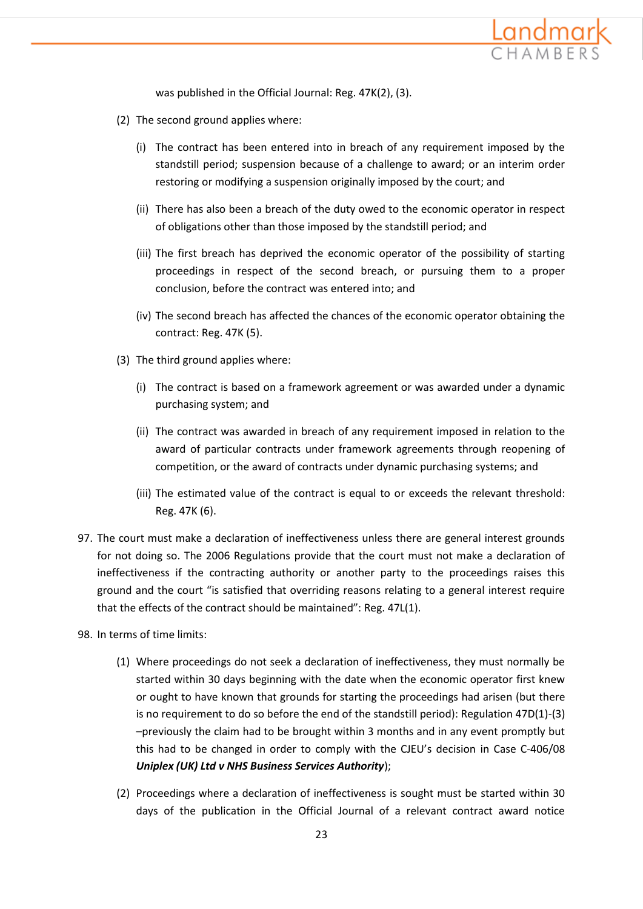was published in the Official Journal: Reg. 47K(2), (3).

(2) The second ground applies where:

   (i) The contract has been entered into in breach of any requirement imposed by the standstill period; suspension because of a challenge to award; or an interim order restoring or modifying a suspension originally imposed by the court; and

   (ii) There has also been a breach of the duty owed to the economic operator in respect of obligations other than those imposed by the standstill period; and

   (iii) The first breach has deprived the economic operator of the possibility of starting proceedings in respect of the second breach, or pursuing them to a proper conclusion, before the contract was entered into; and

   (iv) The second breach has affected the chances of the economic operator obtaining the contract: Reg. 47K (5).

(3) The third ground applies where:

   (i) The contract is based on a framework agreement or was awarded under a dynamic purchasing system; and

   (ii) The contract was awarded in breach of any requirement imposed in relation to the award of particular contracts under framework agreements through reopening of competition, or the award of contracts under dynamic purchasing systems; and

   (iii) The estimated value of the contract is equal to or exceeds the relevant threshold: Reg. 47K (6).

97. The court must make a declaration of ineffectiveness unless there are general interest grounds for not doing so. The 2006 Regulations provide that the court must not make a declaration of ineffectiveness if the contracting authority or another party to the proceedings raises this ground and the court "is satisfied that overriding reasons relating to a general interest require that the effects of the contract should be maintained": Reg. 47L(1).

98. In terms of time limits:

(1) Where proceedings do not seek a declaration of ineffectiveness, they must normally be started within 30 days beginning with the date when the economic operator first knew or ought to have known that grounds for starting the proceedings had arisen (but there is no requirement to do so before the end of the standstill period): Regulation 47D(1)-(3) –previously the claim had to be brought within 3 months and in any event promptly but this had to be changed in order to comply with the CJEU's decision in Case C-406/08 ***Uniplex (UK) Ltd v NHS Business Services Authority***);

(2) Proceedings where a declaration of ineffectiveness is sought must be started within 30 days of the publication in the Official Journal of a relevant contract award notice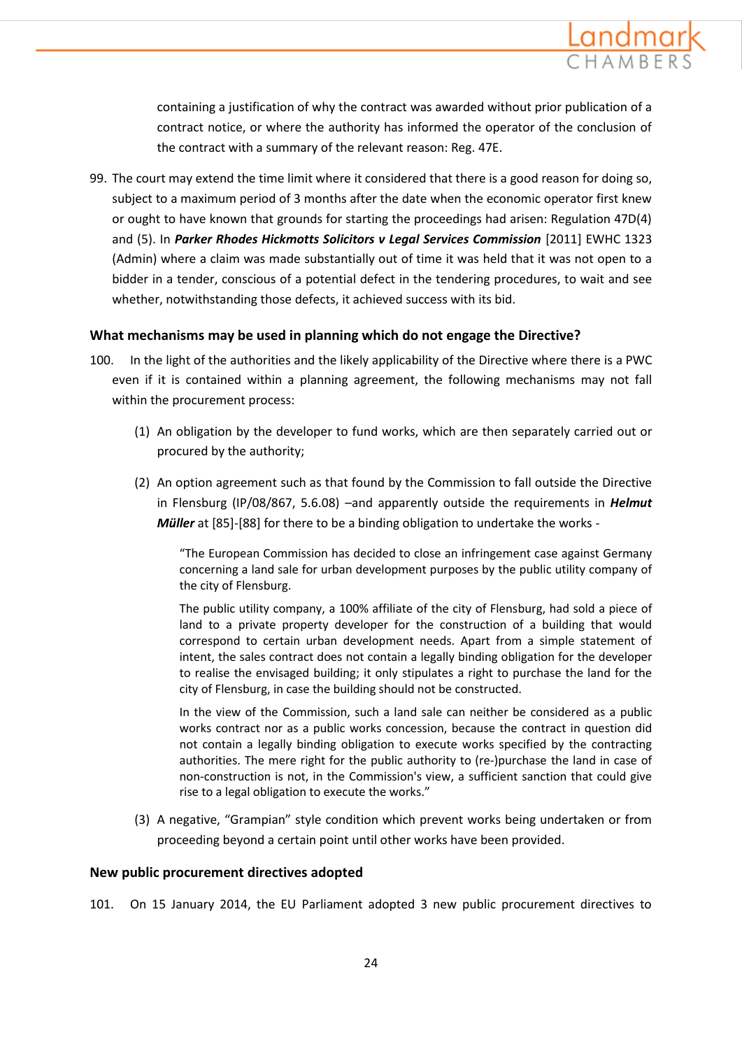containing a justification of why the contract was awarded without prior publication of a contract notice, or where the authority has informed the operator of the conclusion of the contract with a summary of the relevant reason: Reg. 47E.

99. The court may extend the time limit where it considered that there is a good reason for doing so, subject to a maximum period of 3 months after the date when the economic operator first knew or ought to have known that grounds for starting the proceedings had arisen: Regulation 47D(4) and (5). In ***Parker Rhodes Hickmotts Solicitors v Legal Services Commission*** [2011] EWHC 1323 (Admin) where a claim was made substantially out of time it was held that it was not open to a bidder in a tender, conscious of a potential defect in the tendering procedures, to wait and see whether, notwithstanding those defects, it achieved success with its bid.

### What mechanisms may be used in planning which do not engage the Directive?

100. In the light of the authorities and the likely applicability of the Directive where there is a PWC even if it is contained within a planning agreement, the following mechanisms may not fall within the procurement process:

(1) An obligation by the developer to fund works, which are then separately carried out or procured by the authority;

(2) An option agreement such as that found by the Commission to fall outside the Directive in Flensburg (IP/08/867, 5.6.08) –and apparently outside the requirements in ***Helmut Müller*** at [85]-[88] for there to be a binding obligation to undertake the works -

> "The European Commission has decided to close an infringement case against Germany concerning a land sale for urban development purposes by the public utility company of the city of Flensburg.
>
> The public utility company, a 100% affiliate of the city of Flensburg, had sold a piece of land to a private property developer for the construction of a building that would correspond to certain urban development needs. Apart from a simple statement of intent, the sales contract does not contain a legally binding obligation for the developer to realise the envisaged building; it only stipulates a right to purchase the land for the city of Flensburg, in case the building should not be constructed.
>
> In the view of the Commission, such a land sale can neither be considered as a public works contract nor as a public works concession, because the contract in question did not contain a legally binding obligation to execute works specified by the contracting authorities. The mere right for the public authority to (re-)purchase the land in case of non-construction is not, in the Commission's view, a sufficient sanction that could give rise to a legal obligation to execute the works."

(3) A negative, "Grampian" style condition which prevent works being undertaken or from proceeding beyond a certain point until other works have been provided.

### New public procurement directives adopted

101. On 15 January 2014, the EU Parliament adopted 3 new public procurement directives to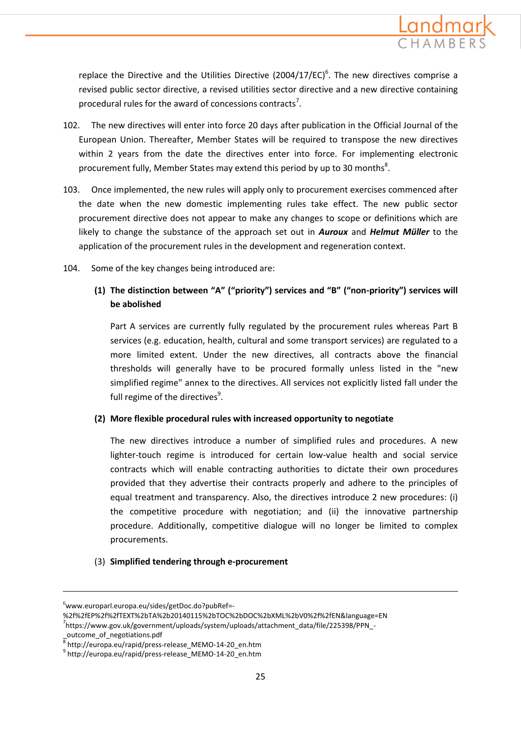replace the Directive and the Utilities Directive (2004/17/EC)[6]. The new directives comprise a revised public sector directive, a revised utilities sector directive and a new directive containing procedural rules for the award of concessions contracts[7].

102. The new directives will enter into force 20 days after publication in the Official Journal of the European Union. Thereafter, Member States will be required to transpose the new directives within 2 years from the date the directives enter into force. For implementing electronic procurement fully, Member States may extend this period by up to 30 months[8].

103. Once implemented, the new rules will apply only to procurement exercises commenced after the date when the new domestic implementing rules take effect. The new public sector procurement directive does not appear to make any changes to scope or definitions which are likely to change the substance of the approach set out in ***Auroux*** and ***Helmut Müller*** to the application of the procurement rules in the development and regeneration context.

104. Some of the key changes being introduced are:

**(1) The distinction between "A" ("priority") services and "B" ("non-priority") services will be abolished**

Part A services are currently fully regulated by the procurement rules whereas Part B services (e.g. education, health, cultural and some transport services) are regulated to a more limited extent. Under the new directives, all contracts above the financial thresholds will generally have to be procured formally unless listed in the "new simplified regime" annex to the directives. All services not explicitly listed fall under the full regime of the directives[9].

**(2) More flexible procedural rules with increased opportunity to negotiate**

The new directives introduce a number of simplified rules and procedures. A new lighter-touch regime is introduced for certain low-value health and social service contracts which will enable contracting authorities to dictate their own procedures provided that they advertise their contracts properly and adhere to the principles of equal treatment and transparency. Also, the directives introduce 2 new procedures: (i) the competitive procedure with negotiation; and (ii) the innovative partnership procedure. Additionally, competitive dialogue will no longer be limited to complex procurements.

(3) **Simplified tendering through e-procurement**

---

[6] www.europarl.europa.eu/sides/getDoc.do?pubRef=-%2f%2fEP%2f%2fTEXT%2bTA%2b20140115%2bTOC%2bDOC%2bXML%2bV0%2f%2fEN&language=EN

[7] https://www.gov.uk/government/uploads/system/uploads/attachment_data/file/225398/PPN_-_outcome_of_negotiations.pdf

[8] http://europa.eu/rapid/press-release_MEMO-14-20_en.htm

[9] http://europa.eu/rapid/press-release_MEMO-14-20_en.htm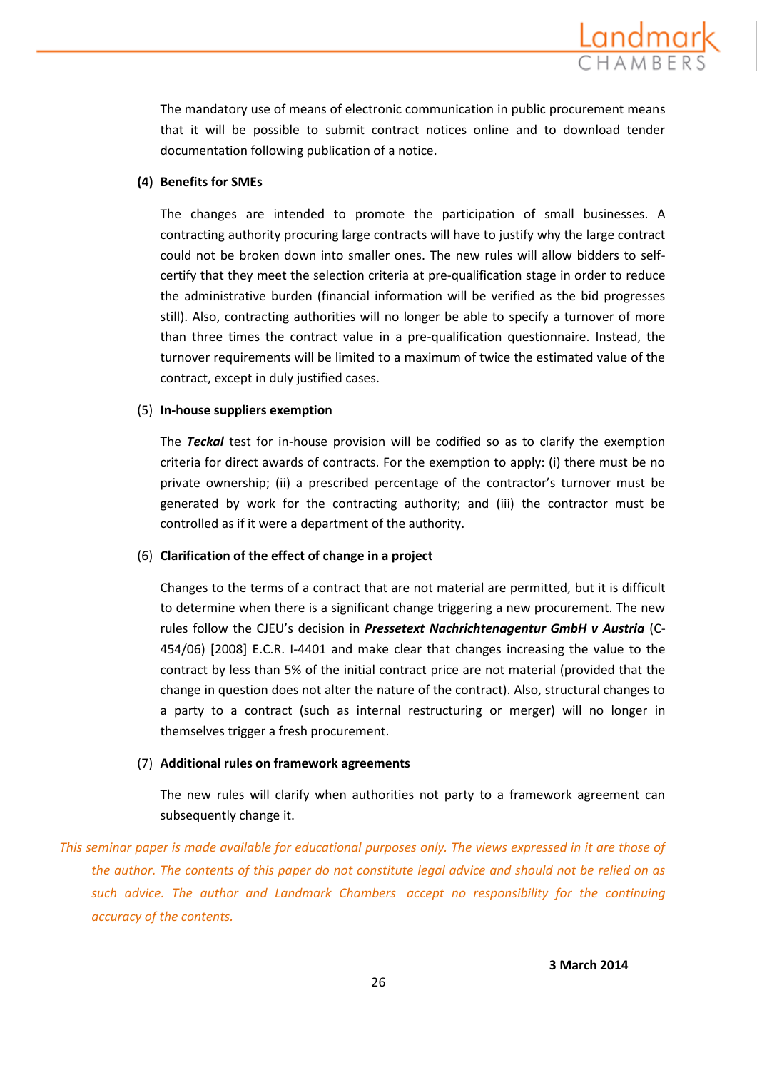The mandatory use of means of electronic communication in public procurement means that it will be possible to submit contract notices online and to download tender documentation following publication of a notice.

**(4) Benefits for SMEs**

The changes are intended to promote the participation of small businesses. A contracting authority procuring large contracts will have to justify why the large contract could not be broken down into smaller ones. The new rules will allow bidders to self-certify that they meet the selection criteria at pre-qualification stage in order to reduce the administrative burden (financial information will be verified as the bid progresses still). Also, contracting authorities will no longer be able to specify a turnover of more than three times the contract value in a pre-qualification questionnaire. Instead, the turnover requirements will be limited to a maximum of twice the estimated value of the contract, except in duly justified cases.

(5) **In-house suppliers exemption**

The ***Teckal*** test for in-house provision will be codified so as to clarify the exemption criteria for direct awards of contracts. For the exemption to apply: (i) there must be no private ownership; (ii) a prescribed percentage of the contractor's turnover must be generated by work for the contracting authority; and (iii) the contractor must be controlled as if it were a department of the authority.

(6) **Clarification of the effect of change in a project**

Changes to the terms of a contract that are not material are permitted, but it is difficult to determine when there is a significant change triggering a new procurement. The new rules follow the CJEU's decision in ***Pressetext Nachrichtenagentur GmbH v Austria*** (C-454/06) [2008] E.C.R. I-4401 and make clear that changes increasing the value to the contract by less than 5% of the initial contract price are not material (provided that the change in question does not alter the nature of the contract). Also, structural changes to a party to a contract (such as internal restructuring or merger) will no longer in themselves trigger a fresh procurement.

(7) **Additional rules on framework agreements**

The new rules will clarify when authorities not party to a framework agreement can subsequently change it.

*This seminar paper is made available for educational purposes only. The views expressed in it are those of the author. The contents of this paper do not constitute legal advice and should not be relied on as such advice. The author and Landmark Chambers accept no responsibility for the continuing accuracy of the contents.*

**3 March 2014**